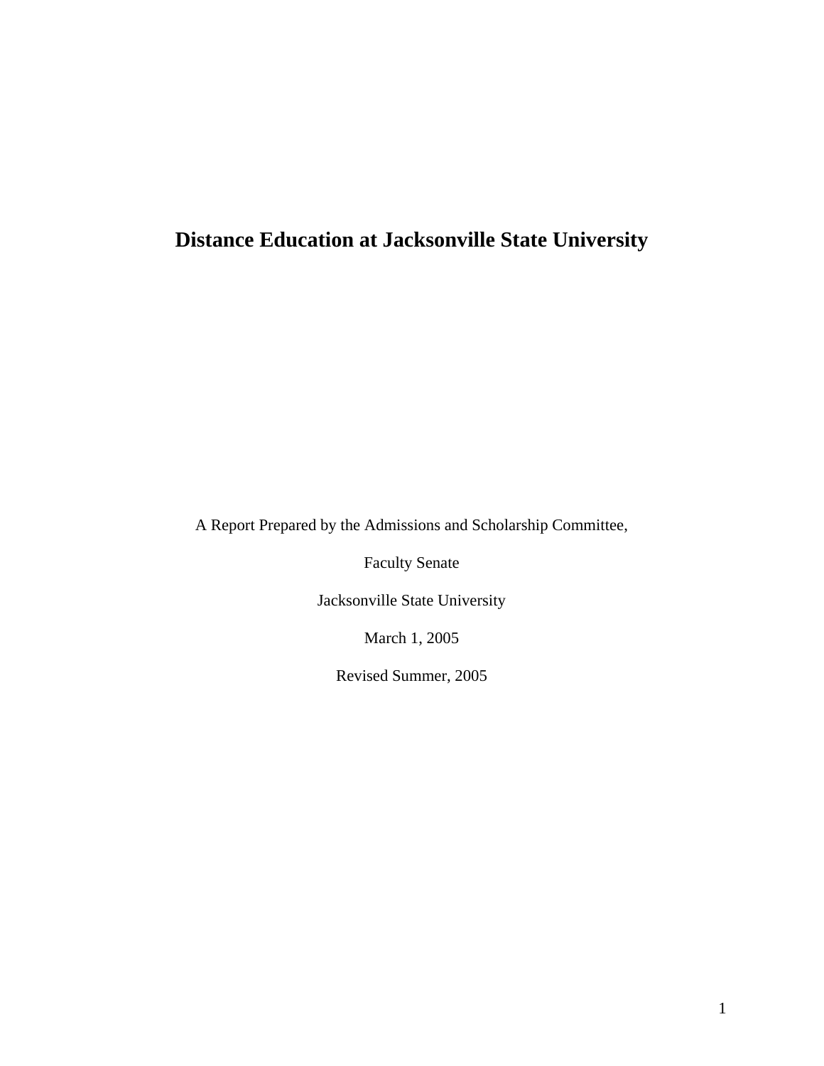# Distance Education at Jacksonville State University

A Report Prepared by the Admissions and Scholarship Committee,

Faculty Senate

Jacksonville State University

March 1, 2005

Revised Summer, 2005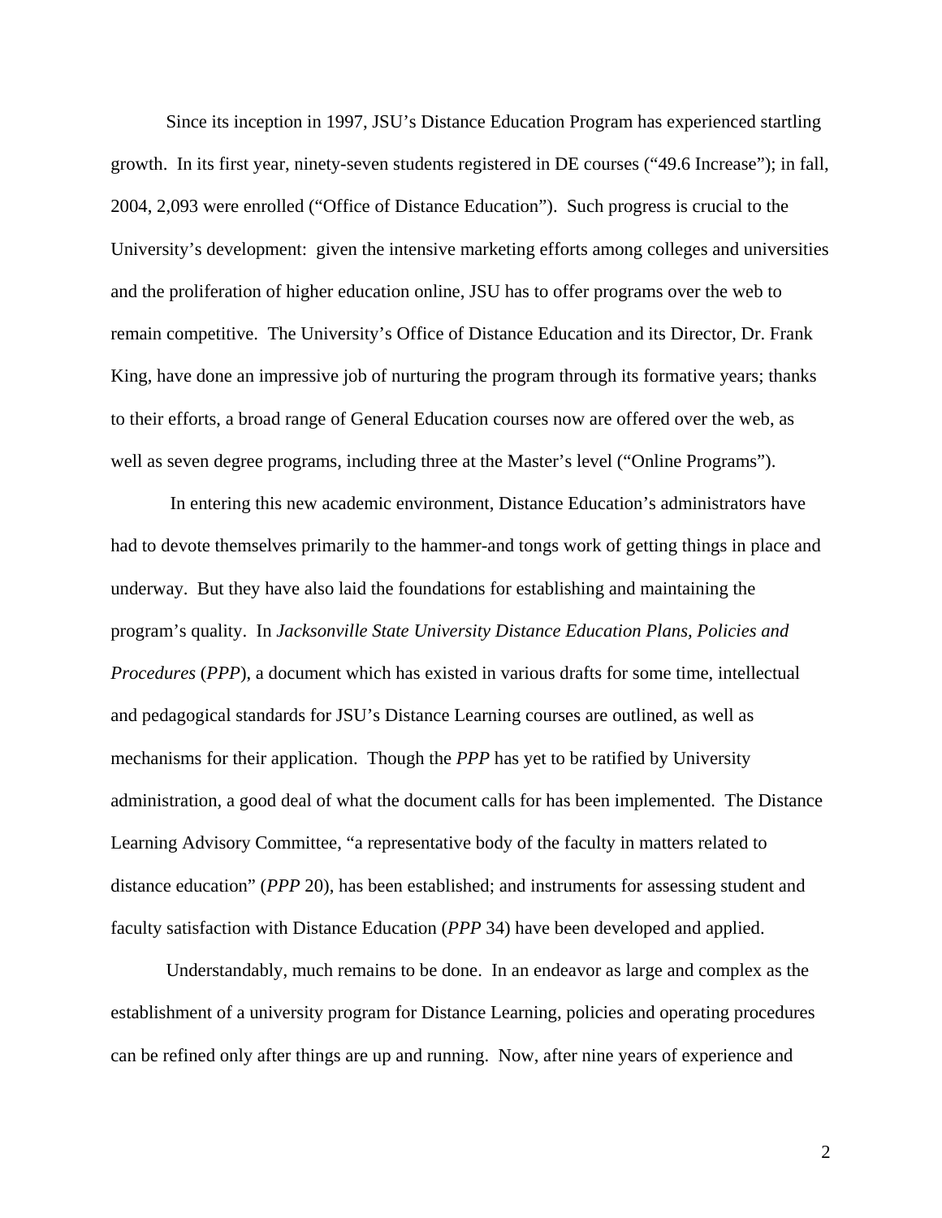Since its inception in 1997, JSU's Distance Education Program has experienced startling growth. In its first year, ninety-seven students registered in DE courses ("49.6 Increase"); in fall, 2004, 2,093 were enrolled ("Office of Distance Education"). Such progress is crucial to the University's development: given the intensive marketing efforts among colleges and universities and the proliferation of higher education online, JSU has to offer programs over the web to remain competitive. The University's Office of Distance Education and its Director, Dr. Frank King, have done an impressive job of nurturing the program through its formative years; thanks to their efforts, a broad range of General Education courses now are offered over the web, as well as seven degree programs, including three at the Master's level ("Online Programs").

In entering this new academic environment, Distance Education's administrators have had to devote themselves primarily to the hammer-and tongs work of getting things in place and underway. But they have also laid the foundations for establishing and maintaining the program's quality. In *Jacksonville State University Distance Education Plans, Policies and Procedures* (*PPP*), a document which has existed in various drafts for some time, intellectual and pedagogical standards for JSU's Distance Learning courses are outlined, as well as mechanisms for their application. Though the *PPP* has yet to be ratified by University administration, a good deal of what the document calls for has been implemented. The Distance Learning Advisory Committee, "a representative body of the faculty in matters related to distance education" (*PPP* 20), has been established; and instruments for assessing student and faculty satisfaction with Distance Education (*PPP* 34) have been developed and applied.

Understandably, much remains to be done. In an endeavor as large and complex as the establishment of a university program for Distance Learning, policies and operating procedures can be refined only after things are up and running. Now, after nine years of experience and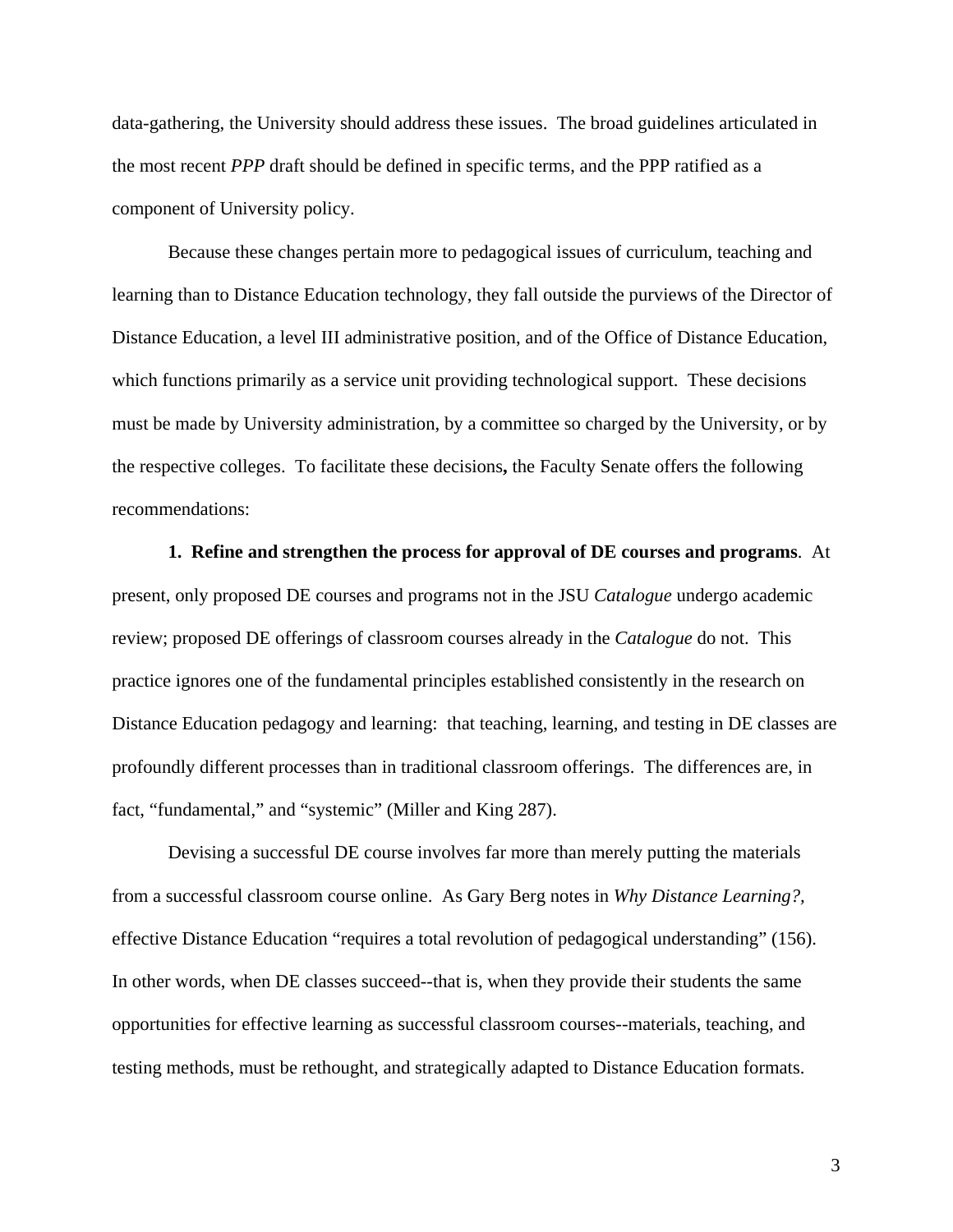data-gathering, the University should address these issues. The broad guidelines articulated in the most recent *PPP* draft should be defined in specific terms, and the PPP ratified as a component of University policy.

Because these changes pertain more to pedagogical issues of curriculum, teaching and learning than to Distance Education technology, they fall outside the purviews of the Director of Distance Education, a level III administrative position, and of the Office of Distance Education, which functions primarily as a service unit providing technological support. These decisions must be made by University administration, by a committee so charged by the University, or by the respective colleges. To facilitate these decisions**,** the Faculty Senate offers the following recommendations:

**1. Refine and strengthen the process for approval of DE courses and programs**. At present, only proposed DE courses and programs not in the JSU *Catalogue* undergo academic review; proposed DE offerings of classroom courses already in the *Catalogue* do not. This practice ignores one of the fundamental principles established consistently in the research on Distance Education pedagogy and learning: that teaching, learning, and testing in DE classes are profoundly different processes than in traditional classroom offerings. The differences are, in fact, "fundamental," and "systemic" (Miller and King 287).

Devising a successful DE course involves far more than merely putting the materials from a successful classroom course online. As Gary Berg notes in *Why Distance Learning?*, effective Distance Education "requires a total revolution of pedagogical understanding" (156). In other words, when DE classes succeed--that is, when they provide their students the same opportunities for effective learning as successful classroom courses--materials, teaching, and testing methods, must be rethought, and strategically adapted to Distance Education formats.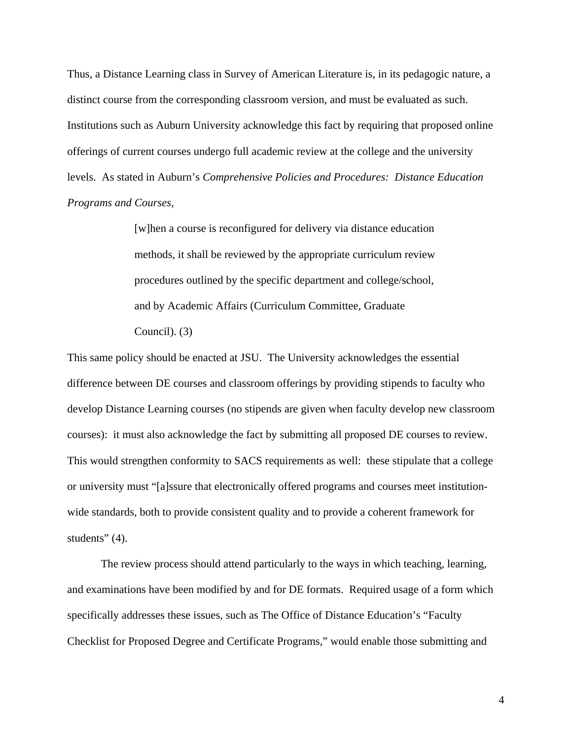Thus, a Distance Learning class in Survey of American Literature is, in its pedagogic nature, a distinct course from the corresponding classroom version, and must be evaluated as such. Institutions such as Auburn University acknowledge this fact by requiring that proposed online offerings of current courses undergo full academic review at the college and the university levels. As stated in Auburn's *Comprehensive Policies and Procedures: Distance Education Programs and Courses*,

> [w]hen a course is reconfigured for delivery via distance education methods, it shall be reviewed by the appropriate curriculum review procedures outlined by the specific department and college/school, and by Academic Affairs (Curriculum Committee, Graduate Council). (3)

This same policy should be enacted at JSU. The University acknowledges the essential difference between DE courses and classroom offerings by providing stipends to faculty who develop Distance Learning courses (no stipends are given when faculty develop new classroom courses): it must also acknowledge the fact by submitting all proposed DE courses to review. This would strengthen conformity to SACS requirements as well: these stipulate that a college or university must "[a]ssure that electronically offered programs and courses meet institution-wide standards, both to provide consistent quality and to provide a coherent framework for students" (4).

The review process should attend particularly to the ways in which teaching, learning, and examinations have been modified by and for DE formats. Required usage of a form which specifically addresses these issues, such as The Office of Distance Education's "Faculty Checklist for Proposed Degree and Certificate Programs," would enable those submitting and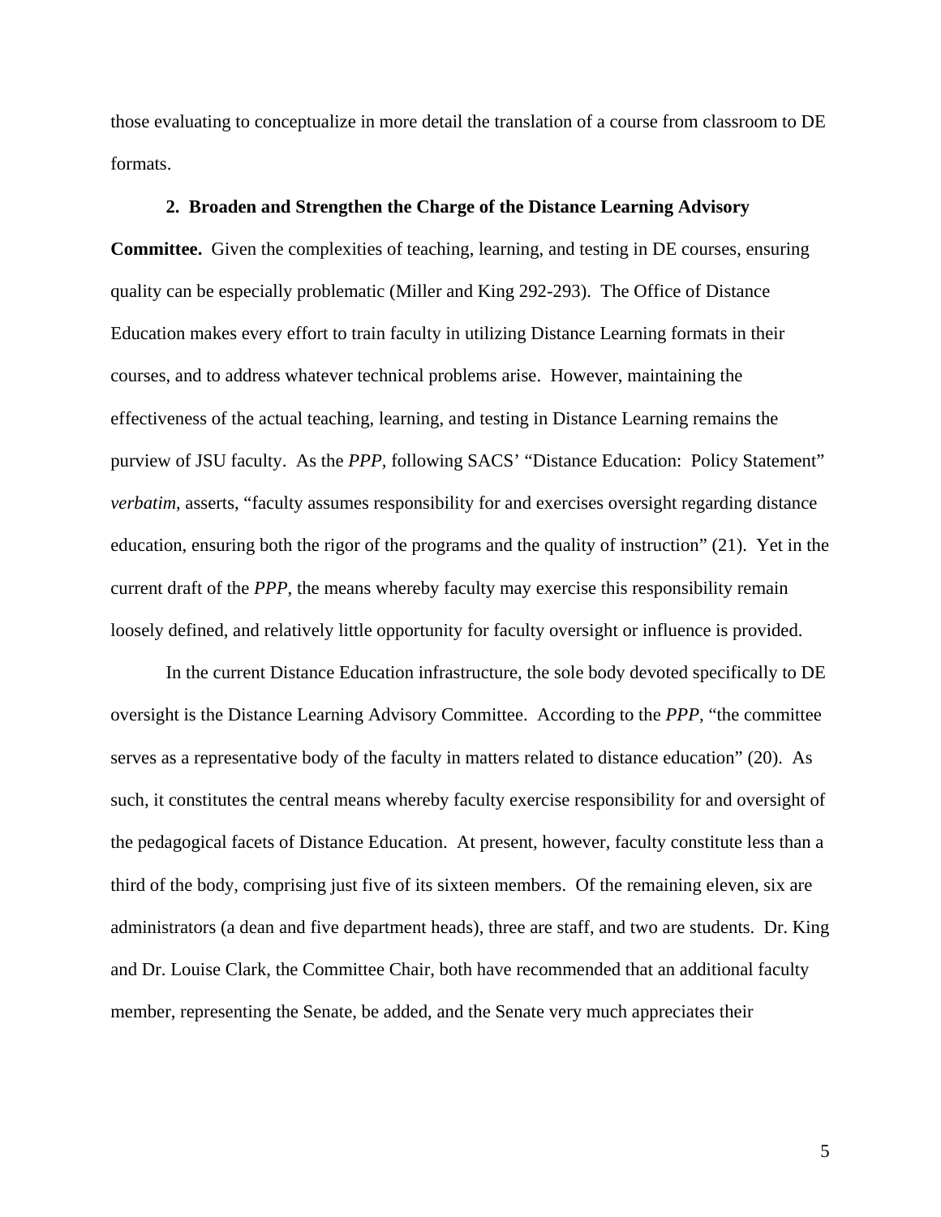those evaluating to conceptualize in more detail the translation of a course from classroom to DE formats.

**2. Broaden and Strengthen the Charge of the Distance Learning Advisory Committee.** Given the complexities of teaching, learning, and testing in DE courses, ensuring quality can be especially problematic (Miller and King 292-293). The Office of Distance Education makes every effort to train faculty in utilizing Distance Learning formats in their courses, and to address whatever technical problems arise. However, maintaining the effectiveness of the actual teaching, learning, and testing in Distance Learning remains the purview of JSU faculty. As the *PPP*, following SACS' "Distance Education: Policy Statement" *verbatim*, asserts, "faculty assumes responsibility for and exercises oversight regarding distance education, ensuring both the rigor of the programs and the quality of instruction" (21). Yet in the current draft of the *PPP*, the means whereby faculty may exercise this responsibility remain loosely defined, and relatively little opportunity for faculty oversight or influence is provided.

In the current Distance Education infrastructure, the sole body devoted specifically to DE oversight is the Distance Learning Advisory Committee. According to the *PPP*, "the committee serves as a representative body of the faculty in matters related to distance education" (20). As such, it constitutes the central means whereby faculty exercise responsibility for and oversight of the pedagogical facets of Distance Education. At present, however, faculty constitute less than a third of the body, comprising just five of its sixteen members. Of the remaining eleven, six are administrators (a dean and five department heads), three are staff, and two are students. Dr. King and Dr. Louise Clark, the Committee Chair, both have recommended that an additional faculty member, representing the Senate, be added, and the Senate very much appreciates their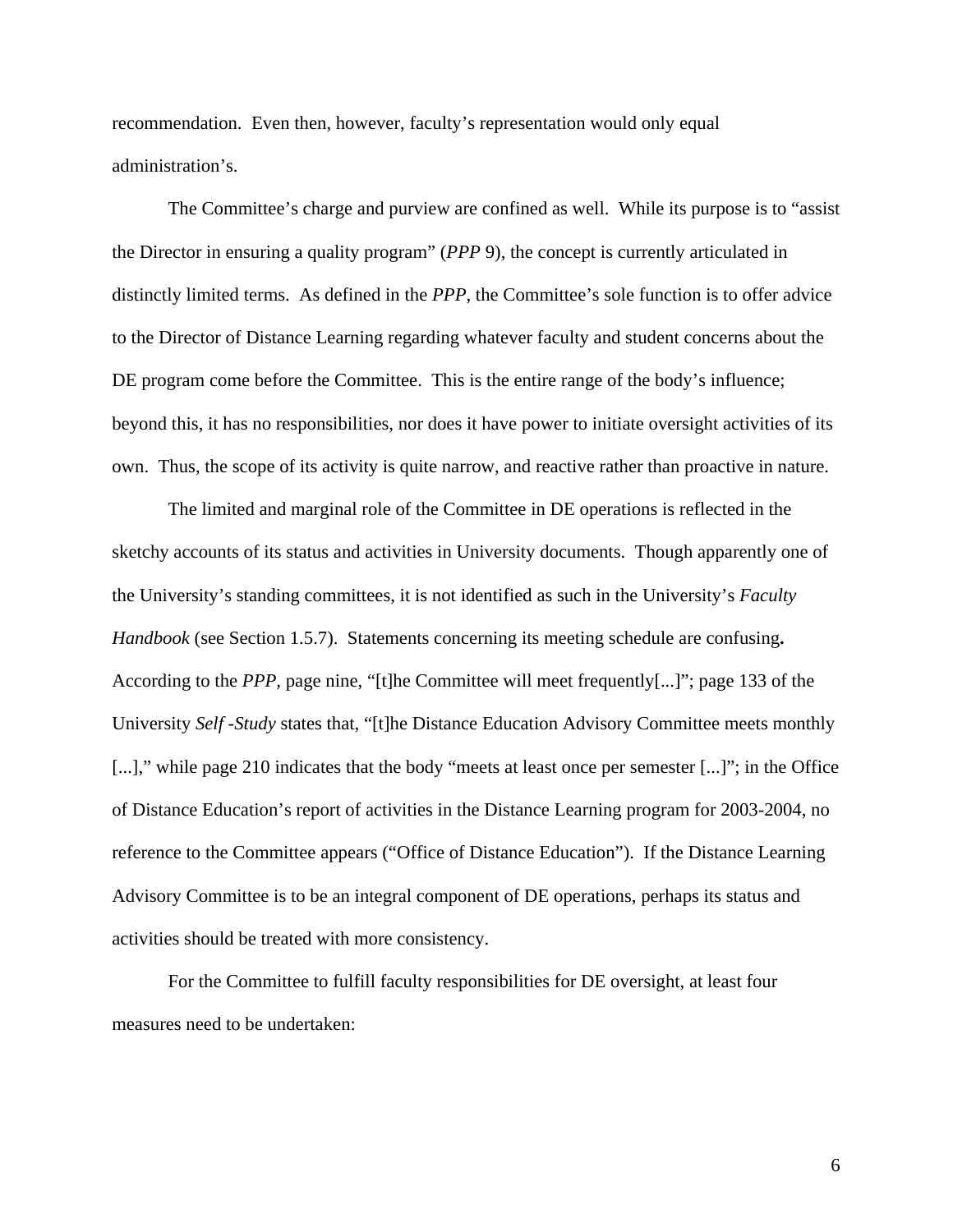recommendation. Even then, however, faculty's representation would only equal administration's.

The Committee's charge and purview are confined as well. While its purpose is to "assist the Director in ensuring a quality program" (*PPP* 9), the concept is currently articulated in distinctly limited terms. As defined in the *PPP*, the Committee's sole function is to offer advice to the Director of Distance Learning regarding whatever faculty and student concerns about the DE program come before the Committee. This is the entire range of the body's influence; beyond this, it has no responsibilities, nor does it have power to initiate oversight activities of its own. Thus, the scope of its activity is quite narrow, and reactive rather than proactive in nature.

The limited and marginal role of the Committee in DE operations is reflected in the sketchy accounts of its status and activities in University documents. Though apparently one of the University's standing committees, it is not identified as such in the University's *Faculty Handbook* (see Section 1.5.7). Statements concerning its meeting schedule are confusing**.** According to the *PPP*, page nine, "[t]he Committee will meet frequently[...]"; page 133 of the University *Self -Study* states that, "[t]he Distance Education Advisory Committee meets monthly [...]," while page 210 indicates that the body "meets at least once per semester [...]"; in the Office of Distance Education's report of activities in the Distance Learning program for 2003-2004, no reference to the Committee appears ("Office of Distance Education"). If the Distance Learning Advisory Committee is to be an integral component of DE operations, perhaps its status and activities should be treated with more consistency.

For the Committee to fulfill faculty responsibilities for DE oversight, at least four measures need to be undertaken: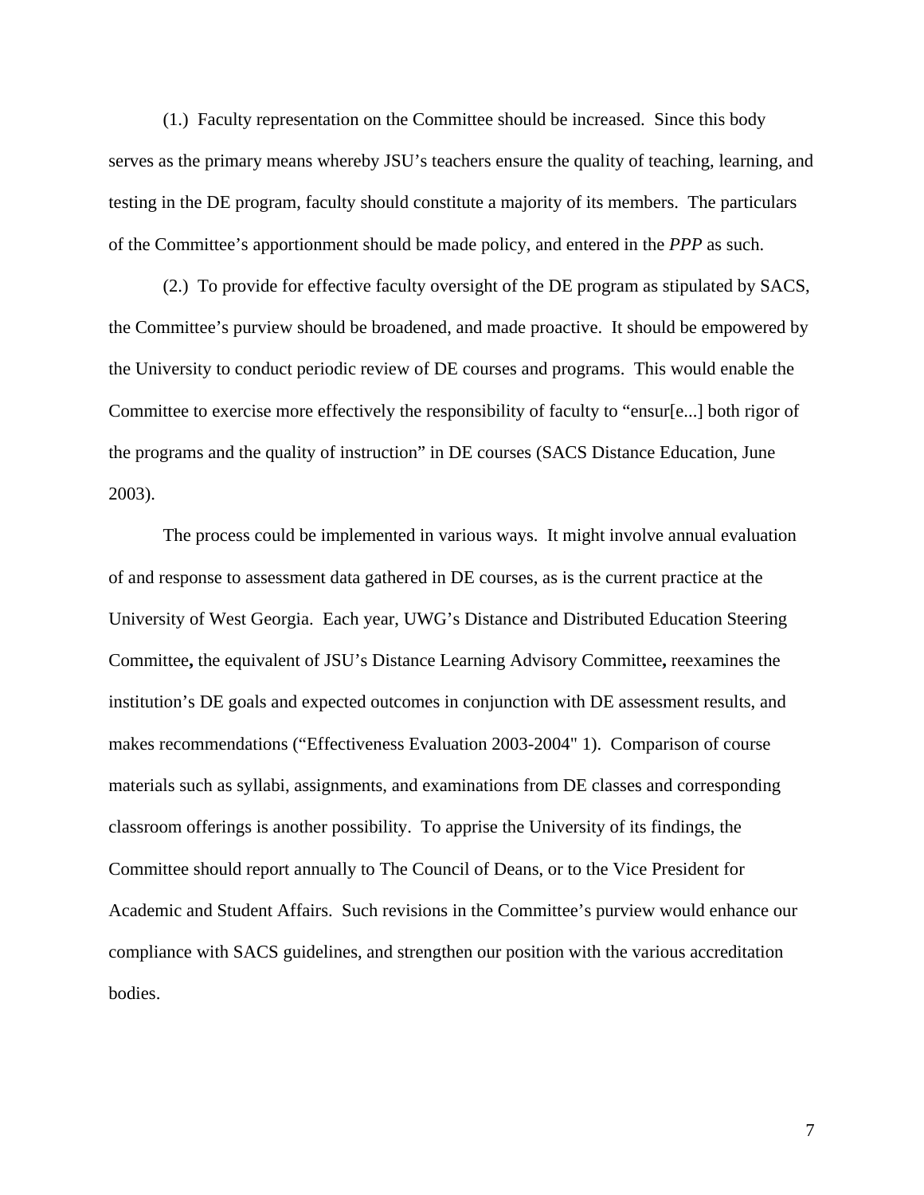(1.) Faculty representation on the Committee should be increased. Since this body serves as the primary means whereby JSU's teachers ensure the quality of teaching, learning, and testing in the DE program, faculty should constitute a majority of its members. The particulars of the Committee's apportionment should be made policy, and entered in the *PPP* as such.

(2.) To provide for effective faculty oversight of the DE program as stipulated by SACS, the Committee's purview should be broadened, and made proactive. It should be empowered by the University to conduct periodic review of DE courses and programs. This would enable the Committee to exercise more effectively the responsibility of faculty to "ensur[e...] both rigor of the programs and the quality of instruction" in DE courses (SACS Distance Education, June 2003).

The process could be implemented in various ways. It might involve annual evaluation of and response to assessment data gathered in DE courses, as is the current practice at the University of West Georgia. Each year, UWG's Distance and Distributed Education Steering Committee**,** the equivalent of JSU's Distance Learning Advisory Committee**,** reexamines the institution's DE goals and expected outcomes in conjunction with DE assessment results, and makes recommendations ("Effectiveness Evaluation 2003-2004" 1). Comparison of course materials such as syllabi, assignments, and examinations from DE classes and corresponding classroom offerings is another possibility. To apprise the University of its findings, the Committee should report annually to The Council of Deans, or to the Vice President for Academic and Student Affairs. Such revisions in the Committee's purview would enhance our compliance with SACS guidelines, and strengthen our position with the various accreditation bodies.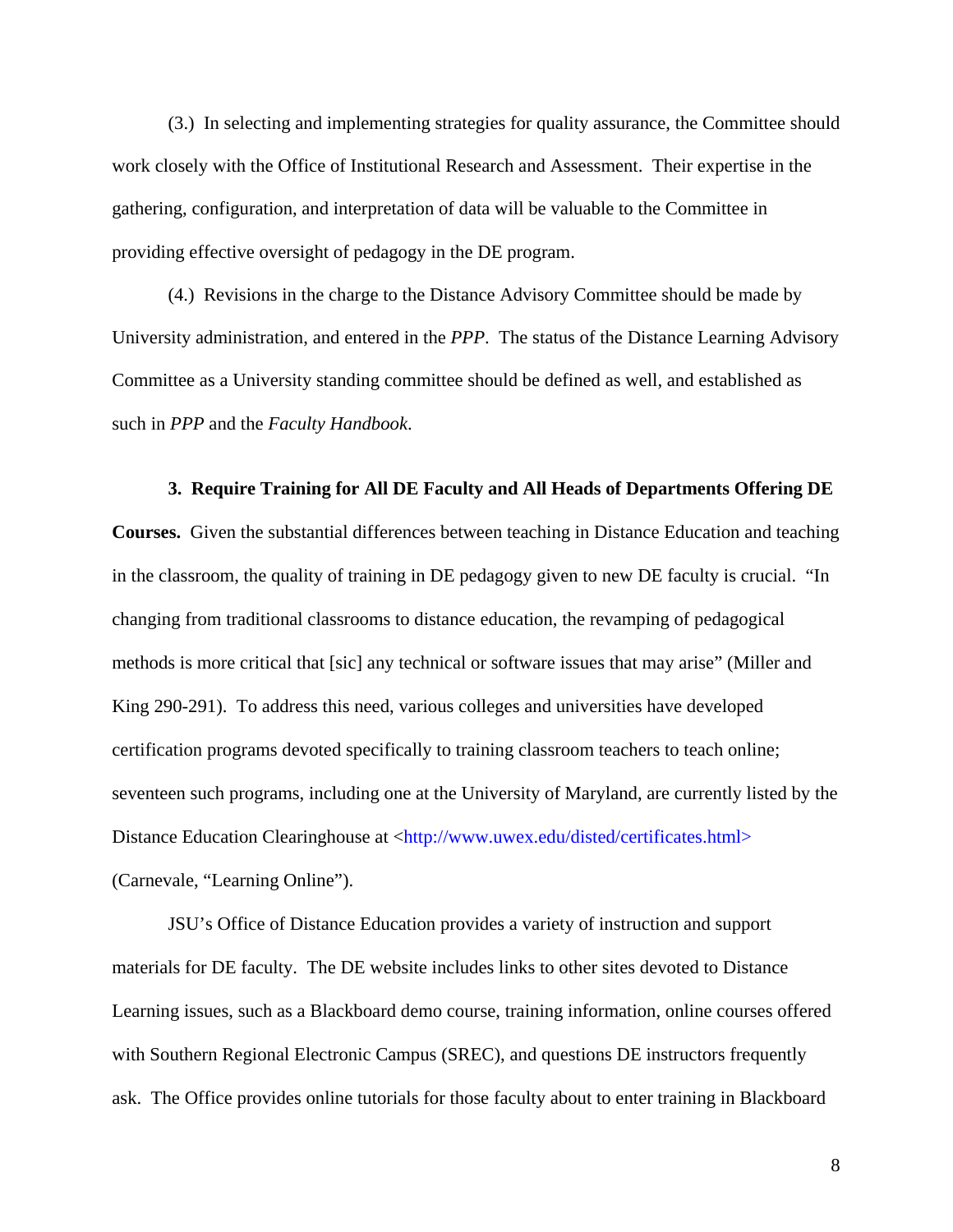(3.) In selecting and implementing strategies for quality assurance, the Committee should work closely with the Office of Institutional Research and Assessment. Their expertise in the gathering, configuration, and interpretation of data will be valuable to the Committee in providing effective oversight of pedagogy in the DE program.

(4.) Revisions in the charge to the Distance Advisory Committee should be made by University administration, and entered in the *PPP*. The status of the Distance Learning Advisory Committee as a University standing committee should be defined as well, and established as such in *PPP* and the *Faculty Handbook*.

**3. Require Training for All DE Faculty and All Heads of Departments Offering DE Courses.** Given the substantial differences between teaching in Distance Education and teaching in the classroom, the quality of training in DE pedagogy given to new DE faculty is crucial. "In changing from traditional classrooms to distance education, the revamping of pedagogical methods is more critical that [sic] any technical or software issues that may arise" (Miller and King 290-291). To address this need, various colleges and universities have developed certification programs devoted specifically to training classroom teachers to teach online; seventeen such programs, including one at the University of Maryland, are currently listed by the Distance Education Clearinghouse at <http://www.uwex.edu/disted/certificates.html> (Carnevale, "Learning Online").

JSU's Office of Distance Education provides a variety of instruction and support materials for DE faculty. The DE website includes links to other sites devoted to Distance Learning issues, such as a Blackboard demo course, training information, online courses offered with Southern Regional Electronic Campus (SREC), and questions DE instructors frequently ask. The Office provides online tutorials for those faculty about to enter training in Blackboard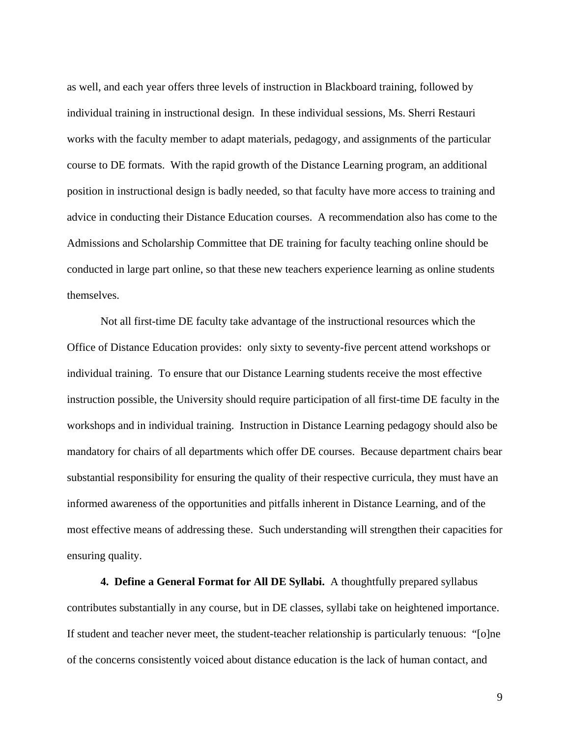as well, and each year offers three levels of instruction in Blackboard training, followed by individual training in instructional design. In these individual sessions, Ms. Sherri Restauri works with the faculty member to adapt materials, pedagogy, and assignments of the particular course to DE formats. With the rapid growth of the Distance Learning program, an additional position in instructional design is badly needed, so that faculty have more access to training and advice in conducting their Distance Education courses. A recommendation also has come to the Admissions and Scholarship Committee that DE training for faculty teaching online should be conducted in large part online, so that these new teachers experience learning as online students themselves.

Not all first-time DE faculty take advantage of the instructional resources which the Office of Distance Education provides: only sixty to seventy-five percent attend workshops or individual training. To ensure that our Distance Learning students receive the most effective instruction possible, the University should require participation of all first-time DE faculty in the workshops and in individual training. Instruction in Distance Learning pedagogy should also be mandatory for chairs of all departments which offer DE courses. Because department chairs bear substantial responsibility for ensuring the quality of their respective curricula, they must have an informed awareness of the opportunities and pitfalls inherent in Distance Learning, and of the most effective means of addressing these. Such understanding will strengthen their capacities for ensuring quality.

**4. Define a General Format for All DE Syllabi.** A thoughtfully prepared syllabus contributes substantially in any course, but in DE classes, syllabi take on heightened importance. If student and teacher never meet, the student-teacher relationship is particularly tenuous: "[o]ne of the concerns consistently voiced about distance education is the lack of human contact, and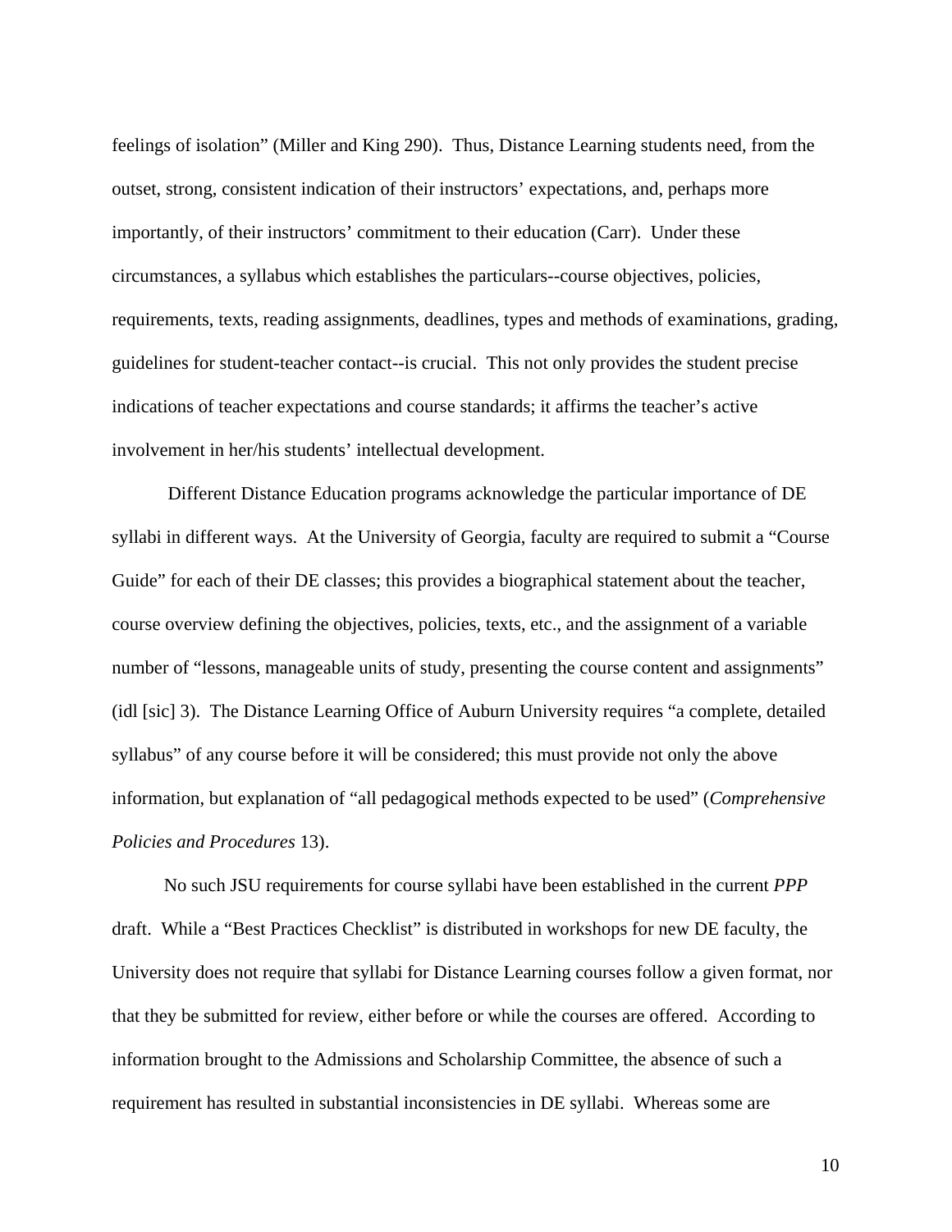feelings of isolation" (Miller and King 290). Thus, Distance Learning students need, from the outset, strong, consistent indication of their instructors' expectations, and, perhaps more importantly, of their instructors' commitment to their education (Carr). Under these circumstances, a syllabus which establishes the particulars--course objectives, policies, requirements, texts, reading assignments, deadlines, types and methods of examinations, grading, guidelines for student-teacher contact--is crucial. This not only provides the student precise indications of teacher expectations and course standards; it affirms the teacher's active involvement in her/his students' intellectual development.

Different Distance Education programs acknowledge the particular importance of DE syllabi in different ways. At the University of Georgia, faculty are required to submit a "Course Guide" for each of their DE classes; this provides a biographical statement about the teacher, course overview defining the objectives, policies, texts, etc., and the assignment of a variable number of "lessons, manageable units of study, presenting the course content and assignments" (idl [sic] 3). The Distance Learning Office of Auburn University requires "a complete, detailed syllabus" of any course before it will be considered; this must provide not only the above information, but explanation of "all pedagogical methods expected to be used" (*Comprehensive Policies and Procedures* 13).

No such JSU requirements for course syllabi have been established in the current *PPP* draft. While a "Best Practices Checklist" is distributed in workshops for new DE faculty, the University does not require that syllabi for Distance Learning courses follow a given format, nor that they be submitted for review, either before or while the courses are offered. According to information brought to the Admissions and Scholarship Committee, the absence of such a requirement has resulted in substantial inconsistencies in DE syllabi. Whereas some are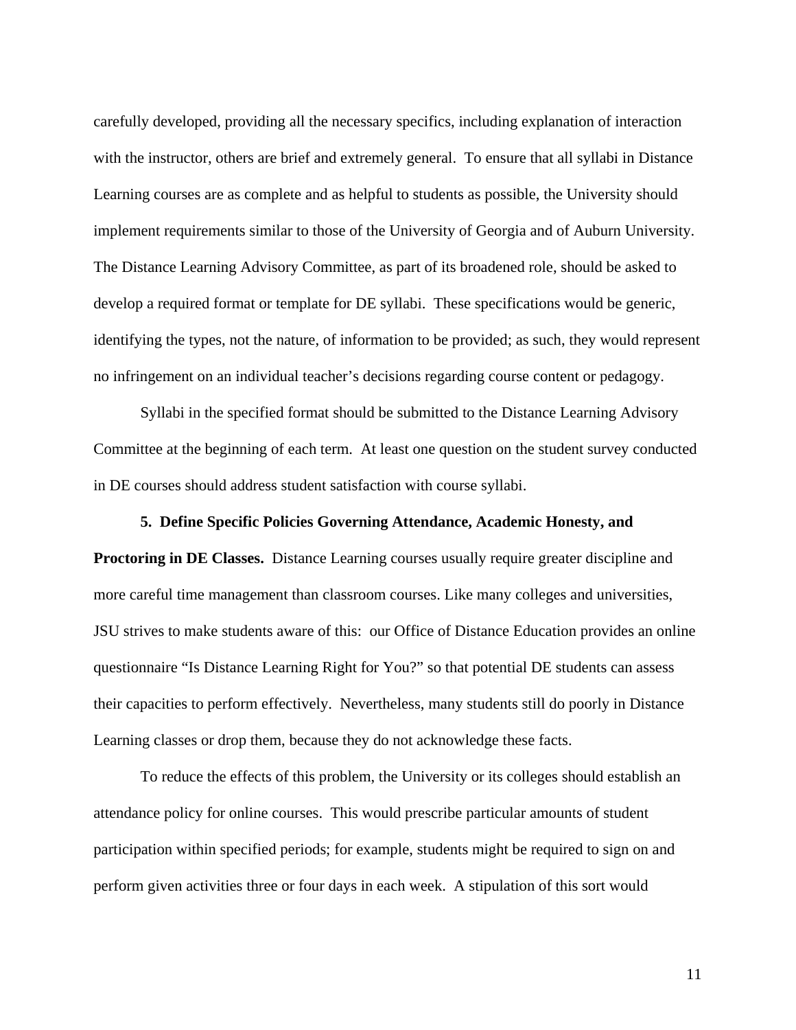carefully developed, providing all the necessary specifics, including explanation of interaction with the instructor, others are brief and extremely general. To ensure that all syllabi in Distance Learning courses are as complete and as helpful to students as possible, the University should implement requirements similar to those of the University of Georgia and of Auburn University. The Distance Learning Advisory Committee, as part of its broadened role, should be asked to develop a required format or template for DE syllabi. These specifications would be generic, identifying the types, not the nature, of information to be provided; as such, they would represent no infringement on an individual teacher's decisions regarding course content or pedagogy.

Syllabi in the specified format should be submitted to the Distance Learning Advisory Committee at the beginning of each term. At least one question on the student survey conducted in DE courses should address student satisfaction with course syllabi.

**5. Define Specific Policies Governing Attendance, Academic Honesty, and Proctoring in DE Classes.** Distance Learning courses usually require greater discipline and more careful time management than classroom courses. Like many colleges and universities, JSU strives to make students aware of this: our Office of Distance Education provides an online questionnaire "Is Distance Learning Right for You?" so that potential DE students can assess their capacities to perform effectively. Nevertheless, many students still do poorly in Distance Learning classes or drop them, because they do not acknowledge these facts.

To reduce the effects of this problem, the University or its colleges should establish an attendance policy for online courses. This would prescribe particular amounts of student participation within specified periods; for example, students might be required to sign on and perform given activities three or four days in each week. A stipulation of this sort would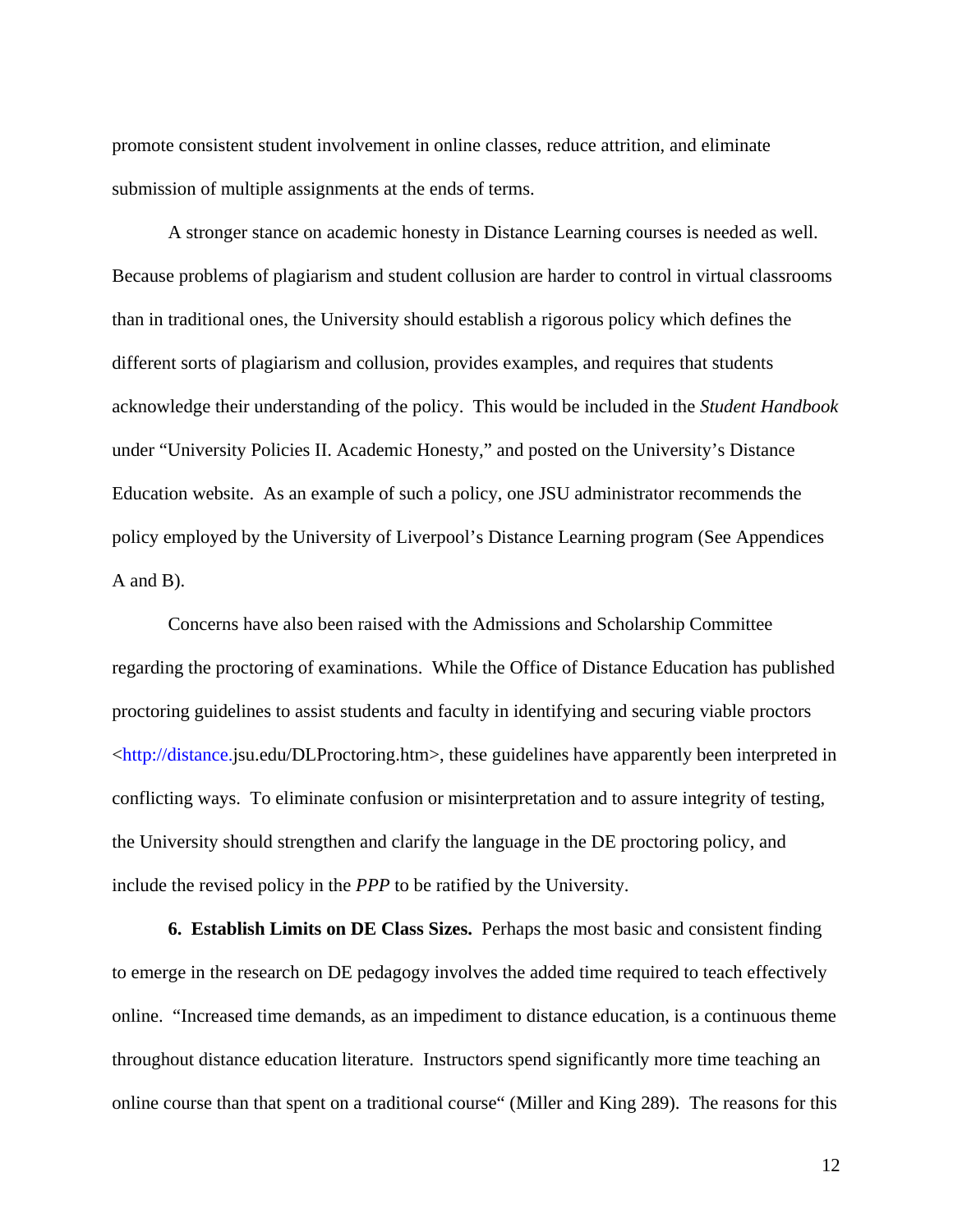promote consistent student involvement in online classes, reduce attrition, and eliminate submission of multiple assignments at the ends of terms.

A stronger stance on academic honesty in Distance Learning courses is needed as well. Because problems of plagiarism and student collusion are harder to control in virtual classrooms than in traditional ones, the University should establish a rigorous policy which defines the different sorts of plagiarism and collusion, provides examples, and requires that students acknowledge their understanding of the policy. This would be included in the *Student Handbook* under "University Policies II. Academic Honesty," and posted on the University's Distance Education website. As an example of such a policy, one JSU administrator recommends the policy employed by the University of Liverpool's Distance Learning program (See Appendices A and B).

Concerns have also been raised with the Admissions and Scholarship Committee regarding the proctoring of examinations. While the Office of Distance Education has published proctoring guidelines to assist students and faculty in identifying and securing viable proctors <http://distance.jsu.edu/DLProctoring.htm>, these guidelines have apparently been interpreted in conflicting ways. To eliminate confusion or misinterpretation and to assure integrity of testing, the University should strengthen and clarify the language in the DE proctoring policy, and include the revised policy in the *PPP* to be ratified by the University.

**6. Establish Limits on DE Class Sizes.** Perhaps the most basic and consistent finding to emerge in the research on DE pedagogy involves the added time required to teach effectively online. "Increased time demands, as an impediment to distance education, is a continuous theme throughout distance education literature. Instructors spend significantly more time teaching an online course than that spent on a traditional course" (Miller and King 289). The reasons for this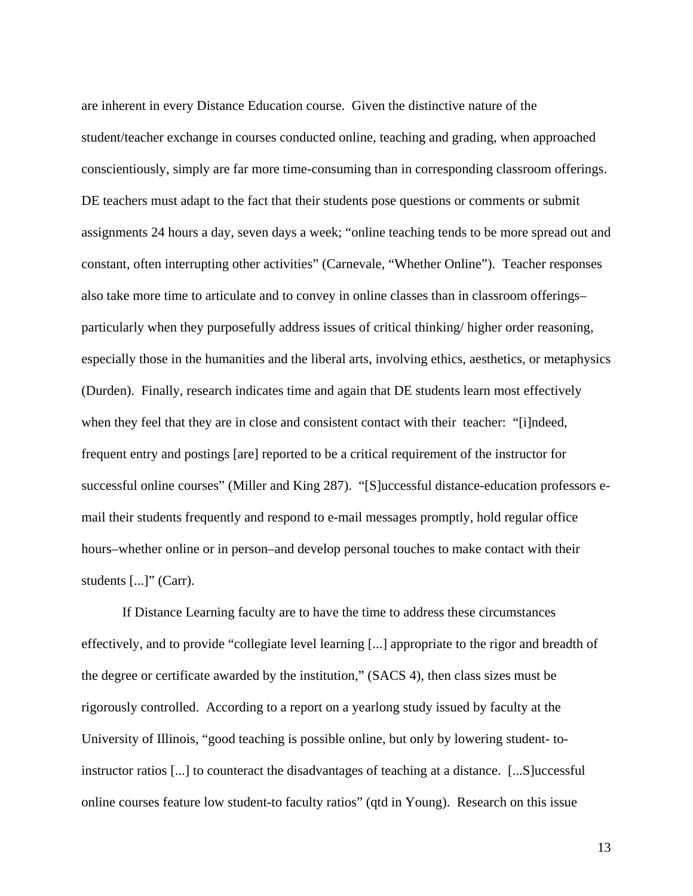are inherent in every Distance Education course. Given the distinctive nature of the student/teacher exchange in courses conducted online, teaching and grading, when approached conscientiously, simply are far more time-consuming than in corresponding classroom offerings. DE teachers must adapt to the fact that their students pose questions or comments or submit assignments 24 hours a day, seven days a week; "online teaching tends to be more spread out and constant, often interrupting other activities" (Carnevale, "Whether Online"). Teacher responses also take more time to articulate and to convey in online classes than in classroom offerings– particularly when they purposefully address issues of critical thinking/ higher order reasoning, especially those in the humanities and the liberal arts, involving ethics, aesthetics, or metaphysics (Durden). Finally, research indicates time and again that DE students learn most effectively when they feel that they are in close and consistent contact with their teacher: "[i]ndeed, frequent entry and postings [are] reported to be a critical requirement of the instructor for successful online courses" (Miller and King 287). "[S]uccessful distance-education professors e-mail their students frequently and respond to e-mail messages promptly, hold regular office hours–whether online or in person–and develop personal touches to make contact with their students [...]" (Carr).

If Distance Learning faculty are to have the time to address these circumstances effectively, and to provide "collegiate level learning [...] appropriate to the rigor and breadth of the degree or certificate awarded by the institution," (SACS 4), then class sizes must be rigorously controlled. According to a report on a yearlong study issued by faculty at the University of Illinois, "good teaching is possible online, but only by lowering student- to-instructor ratios [...] to counteract the disadvantages of teaching at a distance. [...S]uccessful online courses feature low student-to faculty ratios" (qtd in Young). Research on this issue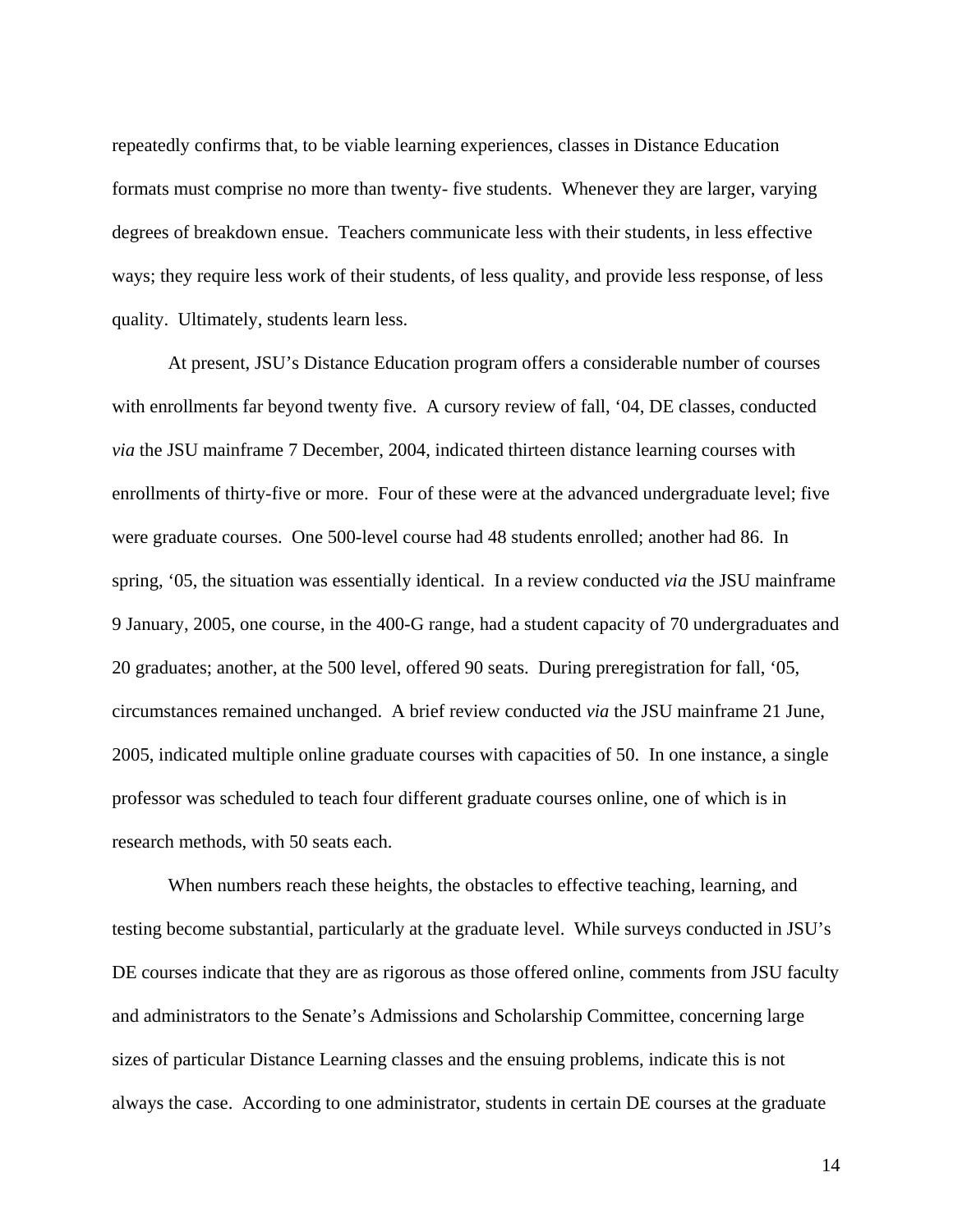repeatedly confirms that, to be viable learning experiences, classes in Distance Education formats must comprise no more than twenty- five students. Whenever they are larger, varying degrees of breakdown ensue. Teachers communicate less with their students, in less effective ways; they require less work of their students, of less quality, and provide less response, of less quality. Ultimately, students learn less.

At present, JSU's Distance Education program offers a considerable number of courses with enrollments far beyond twenty five. A cursory review of fall, '04, DE classes, conducted *via* the JSU mainframe 7 December, 2004, indicated thirteen distance learning courses with enrollments of thirty-five or more. Four of these were at the advanced undergraduate level; five were graduate courses. One 500-level course had 48 students enrolled; another had 86. In spring, '05, the situation was essentially identical. In a review conducted *via* the JSU mainframe 9 January, 2005, one course, in the 400-G range, had a student capacity of 70 undergraduates and 20 graduates; another, at the 500 level, offered 90 seats. During preregistration for fall, '05, circumstances remained unchanged. A brief review conducted *via* the JSU mainframe 21 June, 2005, indicated multiple online graduate courses with capacities of 50. In one instance, a single professor was scheduled to teach four different graduate courses online, one of which is in research methods, with 50 seats each.

When numbers reach these heights, the obstacles to effective teaching, learning, and testing become substantial, particularly at the graduate level. While surveys conducted in JSU's DE courses indicate that they are as rigorous as those offered online, comments from JSU faculty and administrators to the Senate's Admissions and Scholarship Committee, concerning large sizes of particular Distance Learning classes and the ensuing problems, indicate this is not always the case. According to one administrator, students in certain DE courses at the graduate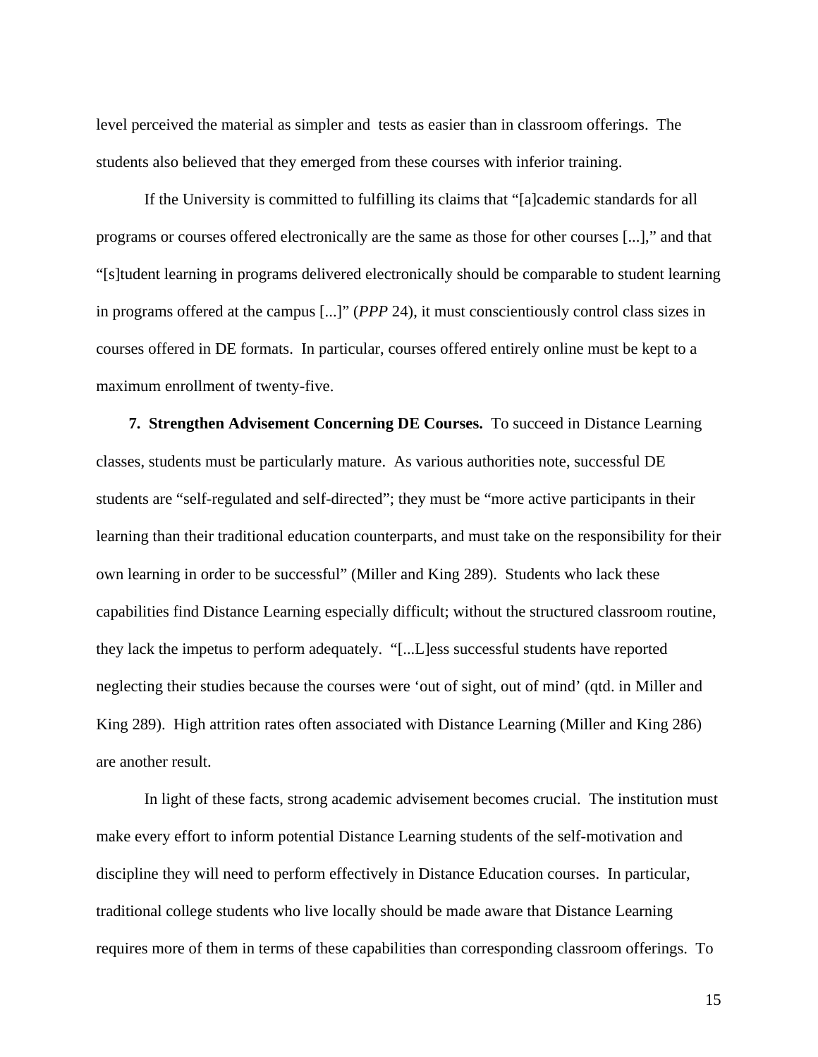level perceived the material as simpler and tests as easier than in classroom offerings. The students also believed that they emerged from these courses with inferior training.

If the University is committed to fulfilling its claims that "[a]cademic standards for all programs or courses offered electronically are the same as those for other courses [...]," and that "[s]tudent learning in programs delivered electronically should be comparable to student learning in programs offered at the campus [...]" (*PPP* 24), it must conscientiously control class sizes in courses offered in DE formats. In particular, courses offered entirely online must be kept to a maximum enrollment of twenty-five.

**7. Strengthen Advisement Concerning DE Courses.** To succeed in Distance Learning classes, students must be particularly mature. As various authorities note, successful DE students are "self-regulated and self-directed"; they must be "more active participants in their learning than their traditional education counterparts, and must take on the responsibility for their own learning in order to be successful" (Miller and King 289). Students who lack these capabilities find Distance Learning especially difficult; without the structured classroom routine, they lack the impetus to perform adequately. "[...L]ess successful students have reported neglecting their studies because the courses were 'out of sight, out of mind' (qtd. in Miller and King 289). High attrition rates often associated with Distance Learning (Miller and King 286) are another result.

In light of these facts, strong academic advisement becomes crucial. The institution must make every effort to inform potential Distance Learning students of the self-motivation and discipline they will need to perform effectively in Distance Education courses. In particular, traditional college students who live locally should be made aware that Distance Learning requires more of them in terms of these capabilities than corresponding classroom offerings. To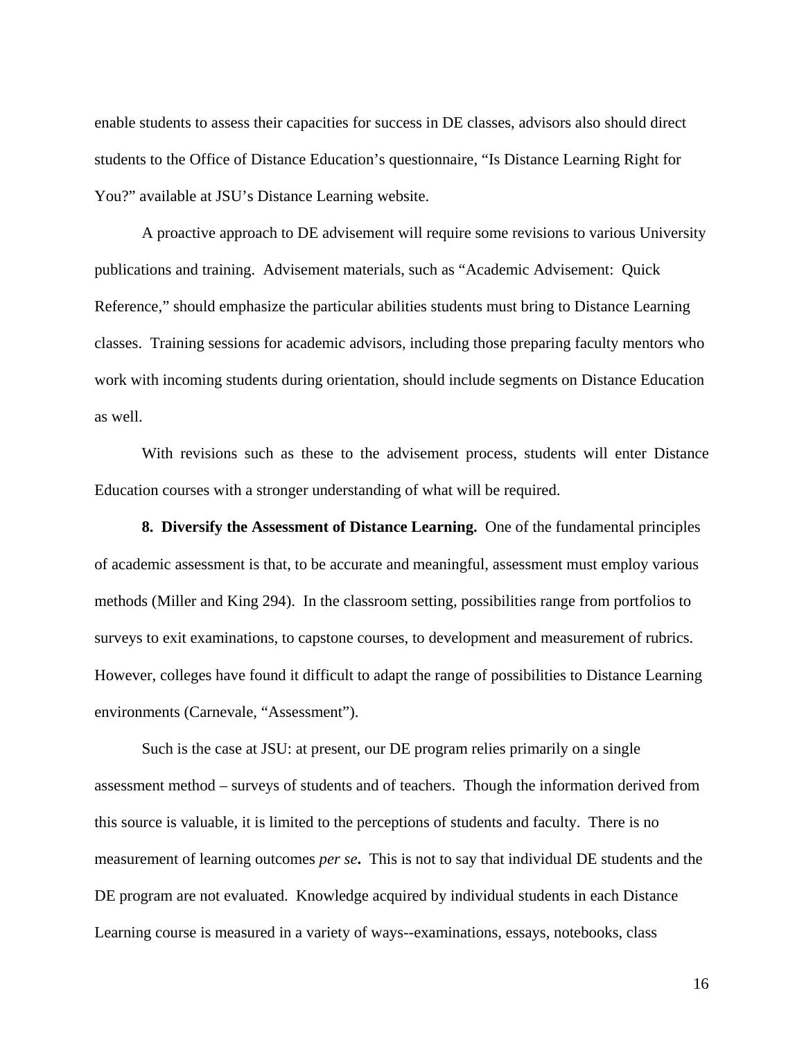enable students to assess their capacities for success in DE classes, advisors also should direct students to the Office of Distance Education's questionnaire, "Is Distance Learning Right for You?" available at JSU's Distance Learning website.

A proactive approach to DE advisement will require some revisions to various University publications and training. Advisement materials, such as "Academic Advisement: Quick Reference," should emphasize the particular abilities students must bring to Distance Learning classes. Training sessions for academic advisors, including those preparing faculty mentors who work with incoming students during orientation, should include segments on Distance Education as well.

With revisions such as these to the advisement process, students will enter Distance Education courses with a stronger understanding of what will be required.

**8. Diversify the Assessment of Distance Learning.** One of the fundamental principles of academic assessment is that, to be accurate and meaningful, assessment must employ various methods (Miller and King 294). In the classroom setting, possibilities range from portfolios to surveys to exit examinations, to capstone courses, to development and measurement of rubrics. However, colleges have found it difficult to adapt the range of possibilities to Distance Learning environments (Carnevale, "Assessment").

Such is the case at JSU: at present, our DE program relies primarily on a single assessment method – surveys of students and of teachers. Though the information derived from this source is valuable, it is limited to the perceptions of students and faculty. There is no measurement of learning outcomes *per se***.** This is not to say that individual DE students and the DE program are not evaluated. Knowledge acquired by individual students in each Distance Learning course is measured in a variety of ways--examinations, essays, notebooks, class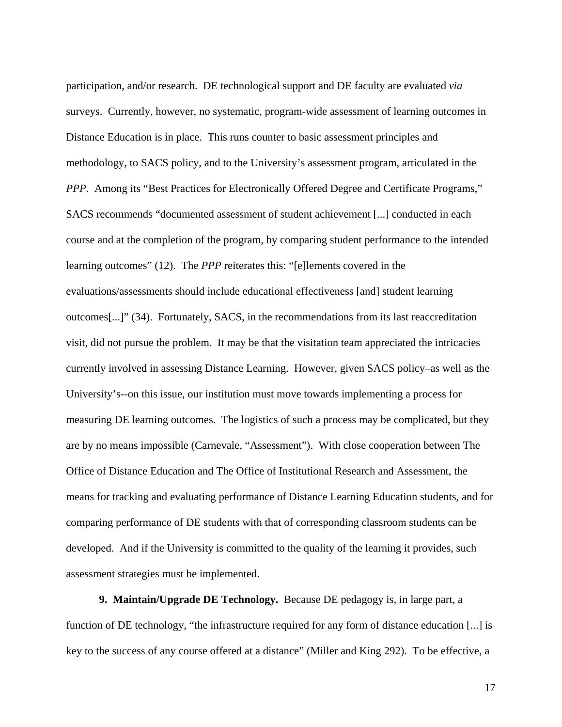participation, and/or research. DE technological support and DE faculty are evaluated *via* surveys. Currently, however, no systematic, program-wide assessment of learning outcomes in Distance Education is in place. This runs counter to basic assessment principles and methodology, to SACS policy, and to the University's assessment program, articulated in the *PPP*. Among its "Best Practices for Electronically Offered Degree and Certificate Programs," SACS recommends "documented assessment of student achievement [...] conducted in each course and at the completion of the program, by comparing student performance to the intended learning outcomes" (12). The *PPP* reiterates this: "[e]lements covered in the evaluations/assessments should include educational effectiveness [and] student learning outcomes[...]" (34). Fortunately, SACS, in the recommendations from its last reaccreditation visit, did not pursue the problem. It may be that the visitation team appreciated the intricacies currently involved in assessing Distance Learning. However, given SACS policy–as well as the University's--on this issue, our institution must move towards implementing a process for measuring DE learning outcomes. The logistics of such a process may be complicated, but they are by no means impossible (Carnevale, "Assessment"). With close cooperation between The Office of Distance Education and The Office of Institutional Research and Assessment, the means for tracking and evaluating performance of Distance Learning Education students, and for comparing performance of DE students with that of corresponding classroom students can be developed. And if the University is committed to the quality of the learning it provides, such assessment strategies must be implemented.

**9. Maintain/Upgrade DE Technology.** Because DE pedagogy is, in large part, a function of DE technology, "the infrastructure required for any form of distance education [...] is key to the success of any course offered at a distance" (Miller and King 292). To be effective, a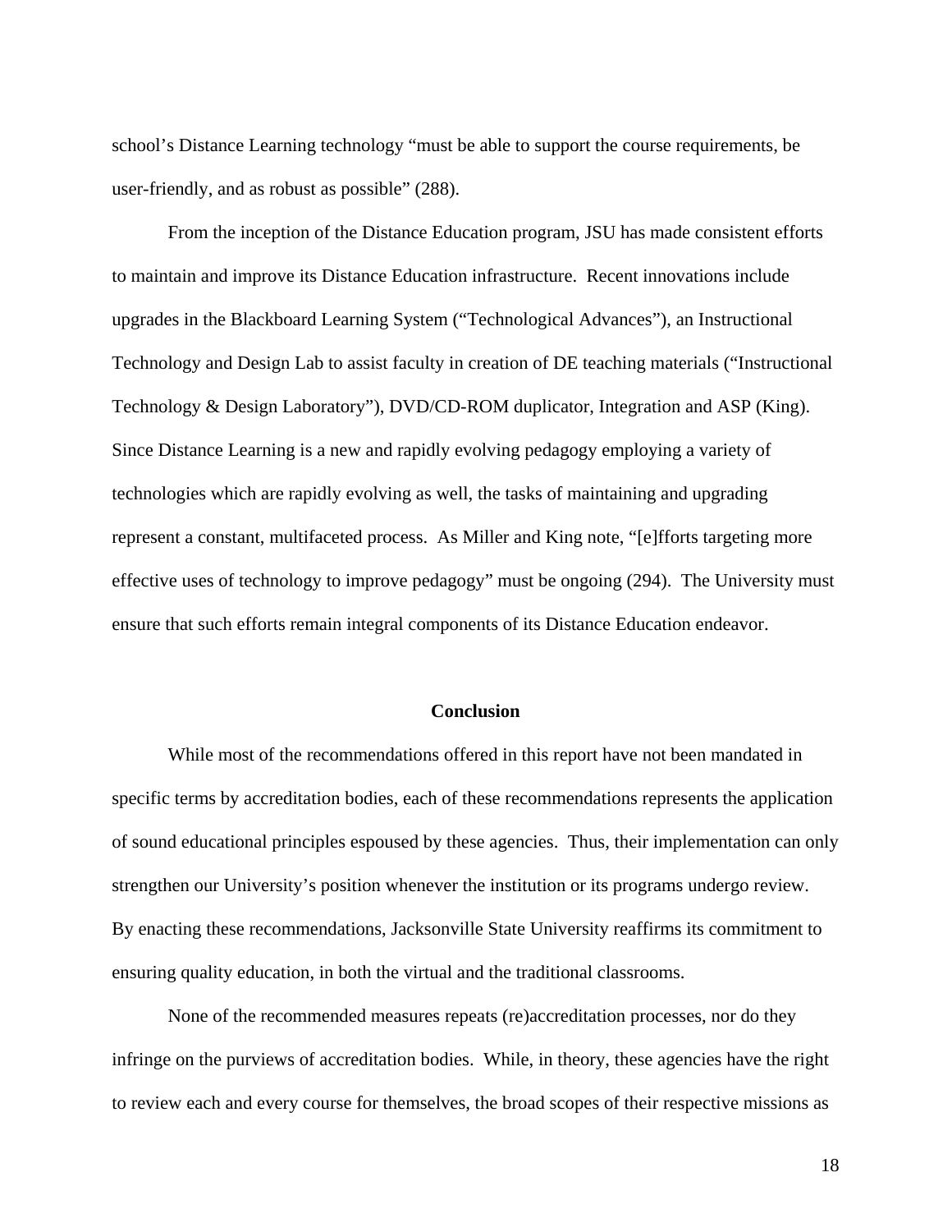school's Distance Learning technology "must be able to support the course requirements, be user-friendly, and as robust as possible" (288).

From the inception of the Distance Education program, JSU has made consistent efforts to maintain and improve its Distance Education infrastructure. Recent innovations include upgrades in the Blackboard Learning System ("Technological Advances"), an Instructional Technology and Design Lab to assist faculty in creation of DE teaching materials ("Instructional Technology & Design Laboratory"), DVD/CD-ROM duplicator, Integration and ASP (King). Since Distance Learning is a new and rapidly evolving pedagogy employing a variety of technologies which are rapidly evolving as well, the tasks of maintaining and upgrading represent a constant, multifaceted process. As Miller and King note, "[e]fforts targeting more effective uses of technology to improve pedagogy" must be ongoing (294). The University must ensure that such efforts remain integral components of its Distance Education endeavor.

## Conclusion

While most of the recommendations offered in this report have not been mandated in specific terms by accreditation bodies, each of these recommendations represents the application of sound educational principles espoused by these agencies. Thus, their implementation can only strengthen our University's position whenever the institution or its programs undergo review. By enacting these recommendations, Jacksonville State University reaffirms its commitment to ensuring quality education, in both the virtual and the traditional classrooms.

None of the recommended measures repeats (re)accreditation processes, nor do they infringe on the purviews of accreditation bodies. While, in theory, these agencies have the right to review each and every course for themselves, the broad scopes of their respective missions as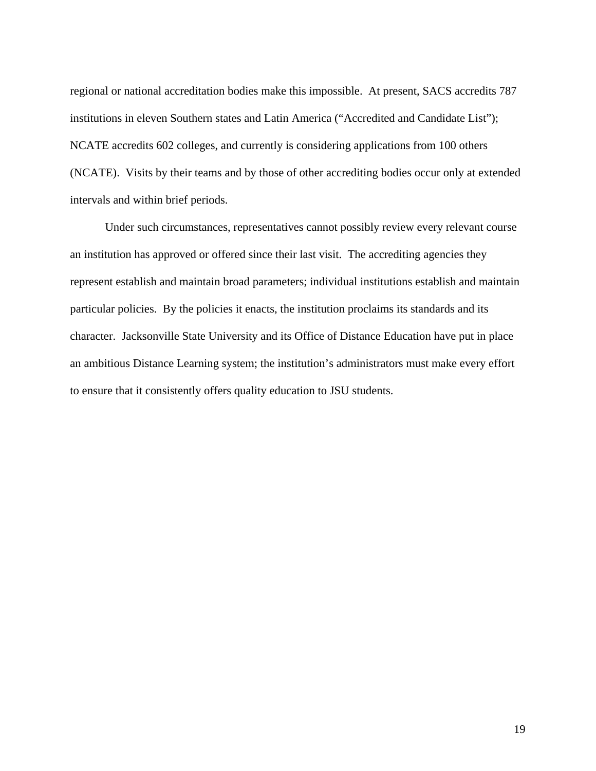regional or national accreditation bodies make this impossible. At present, SACS accredits 787 institutions in eleven Southern states and Latin America ("Accredited and Candidate List"); NCATE accredits 602 colleges, and currently is considering applications from 100 others (NCATE). Visits by their teams and by those of other accrediting bodies occur only at extended intervals and within brief periods.

Under such circumstances, representatives cannot possibly review every relevant course an institution has approved or offered since their last visit. The accrediting agencies they represent establish and maintain broad parameters; individual institutions establish and maintain particular policies. By the policies it enacts, the institution proclaims its standards and its character. Jacksonville State University and its Office of Distance Education have put in place an ambitious Distance Learning system; the institution's administrators must make every effort to ensure that it consistently offers quality education to JSU students.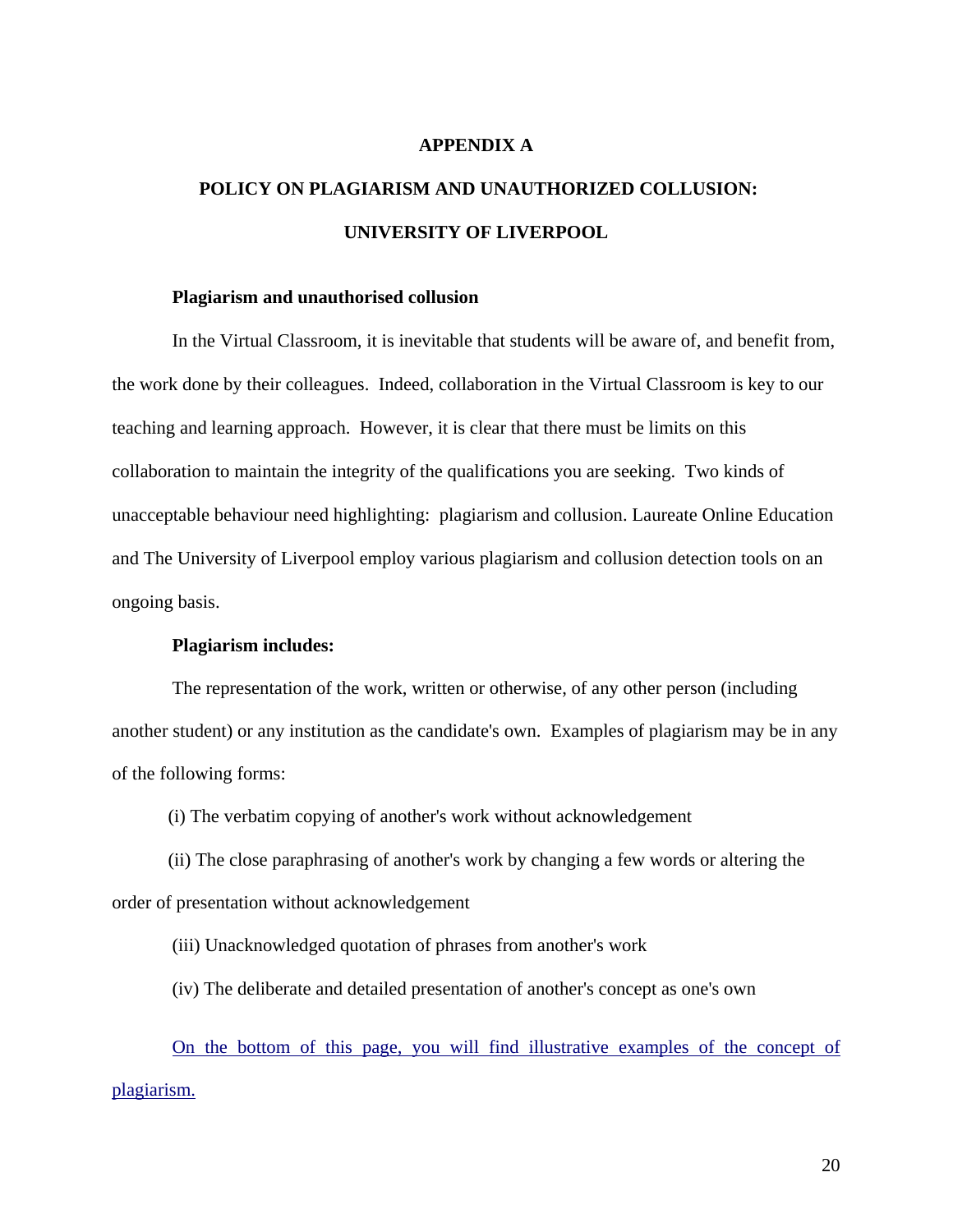# APPENDIX A

# POLICY ON PLAGIARISM AND UNAUTHORIZED COLLUSION: UNIVERSITY OF LIVERPOOL

**Plagiarism and unauthorised collusion**

In the Virtual Classroom, it is inevitable that students will be aware of, and benefit from, the work done by their colleagues. Indeed, collaboration in the Virtual Classroom is key to our teaching and learning approach. However, it is clear that there must be limits on this collaboration to maintain the integrity of the qualifications you are seeking. Two kinds of unacceptable behaviour need highlighting: plagiarism and collusion. Laureate Online Education and The University of Liverpool employ various plagiarism and collusion detection tools on an ongoing basis.

**Plagiarism includes:**

The representation of the work, written or otherwise, of any other person (including another student) or any institution as the candidate's own. Examples of plagiarism may be in any of the following forms:

(i) The verbatim copying of another's work without acknowledgement

(ii) The close paraphrasing of another's work by changing a few words or altering the order of presentation without acknowledgement

(iii) Unacknowledged quotation of phrases from another's work

(iv) The deliberate and detailed presentation of another's concept as one's own

On the bottom of this page, you will find illustrative examples of the concept of plagiarism.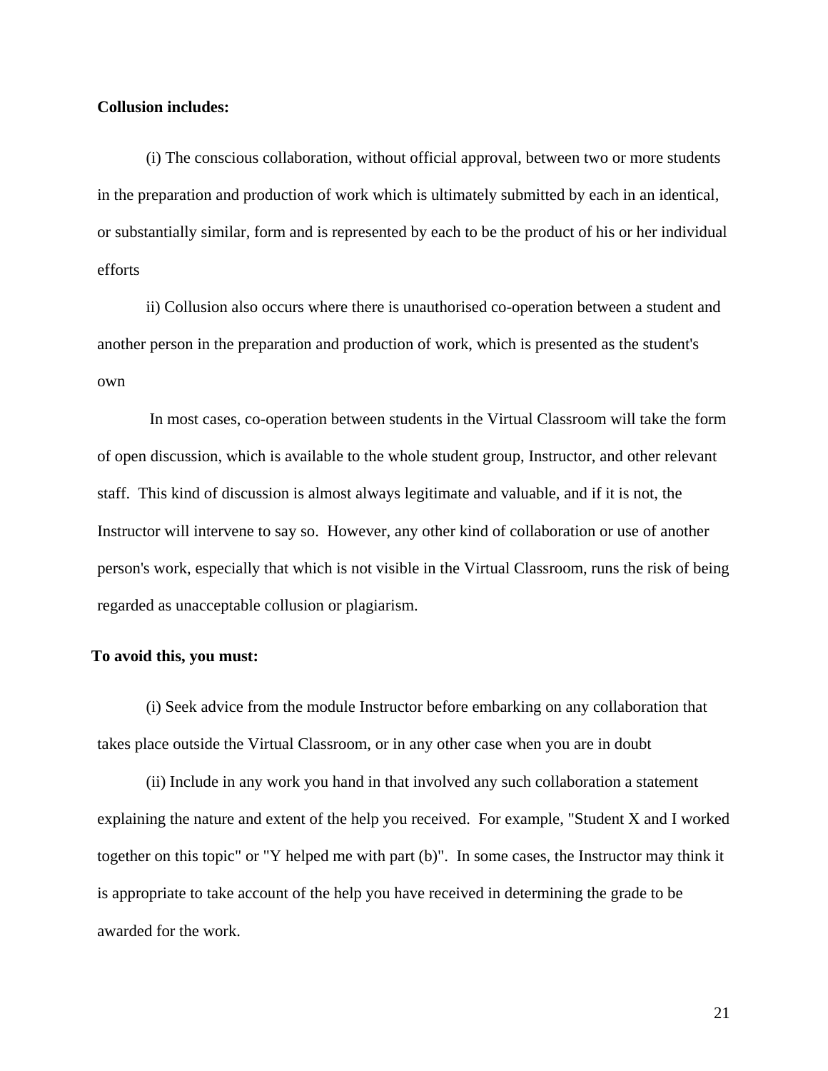**Collusion includes:**

(i) The conscious collaboration, without official approval, between two or more students in the preparation and production of work which is ultimately submitted by each in an identical, or substantially similar, form and is represented by each to be the product of his or her individual efforts

ii) Collusion also occurs where there is unauthorised co-operation between a student and another person in the preparation and production of work, which is presented as the student's own

In most cases, co-operation between students in the Virtual Classroom will take the form of open discussion, which is available to the whole student group, Instructor, and other relevant staff. This kind of discussion is almost always legitimate and valuable, and if it is not, the Instructor will intervene to say so. However, any other kind of collaboration or use of another person's work, especially that which is not visible in the Virtual Classroom, runs the risk of being regarded as unacceptable collusion or plagiarism.

**To avoid this, you must:**

(i) Seek advice from the module Instructor before embarking on any collaboration that takes place outside the Virtual Classroom, or in any other case when you are in doubt

(ii) Include in any work you hand in that involved any such collaboration a statement explaining the nature and extent of the help you received. For example, "Student X and I worked together on this topic" or "Y helped me with part (b)". In some cases, the Instructor may think it is appropriate to take account of the help you have received in determining the grade to be awarded for the work.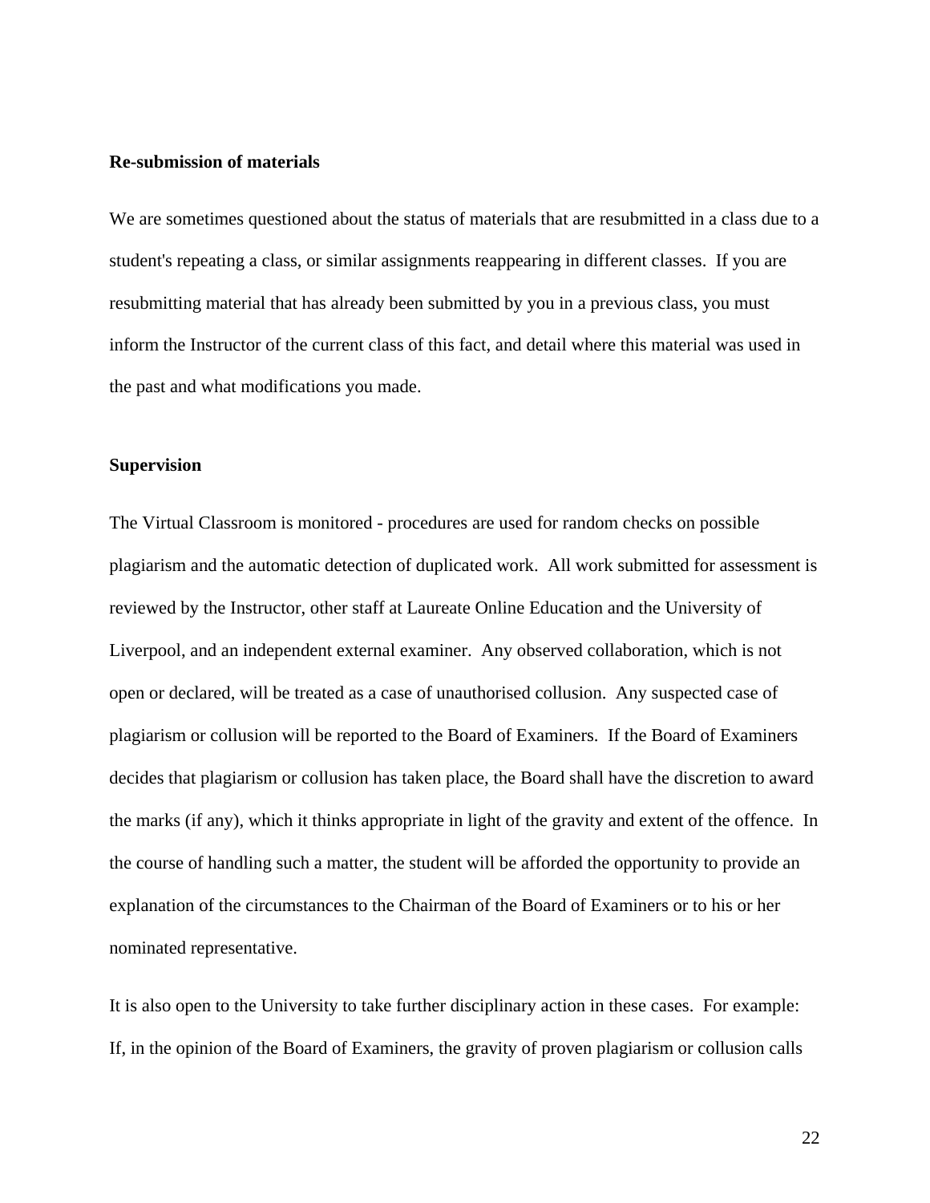**Re-submission of materials**

We are sometimes questioned about the status of materials that are resubmitted in a class due to a student's repeating a class, or similar assignments reappearing in different classes. If you are resubmitting material that has already been submitted by you in a previous class, you must inform the Instructor of the current class of this fact, and detail where this material was used in the past and what modifications you made.

**Supervision**

The Virtual Classroom is monitored - procedures are used for random checks on possible plagiarism and the automatic detection of duplicated work. All work submitted for assessment is reviewed by the Instructor, other staff at Laureate Online Education and the University of Liverpool, and an independent external examiner. Any observed collaboration, which is not open or declared, will be treated as a case of unauthorised collusion. Any suspected case of plagiarism or collusion will be reported to the Board of Examiners. If the Board of Examiners decides that plagiarism or collusion has taken place, the Board shall have the discretion to award the marks (if any), which it thinks appropriate in light of the gravity and extent of the offence. In the course of handling such a matter, the student will be afforded the opportunity to provide an explanation of the circumstances to the Chairman of the Board of Examiners or to his or her nominated representative.

It is also open to the University to take further disciplinary action in these cases. For example: If, in the opinion of the Board of Examiners, the gravity of proven plagiarism or collusion calls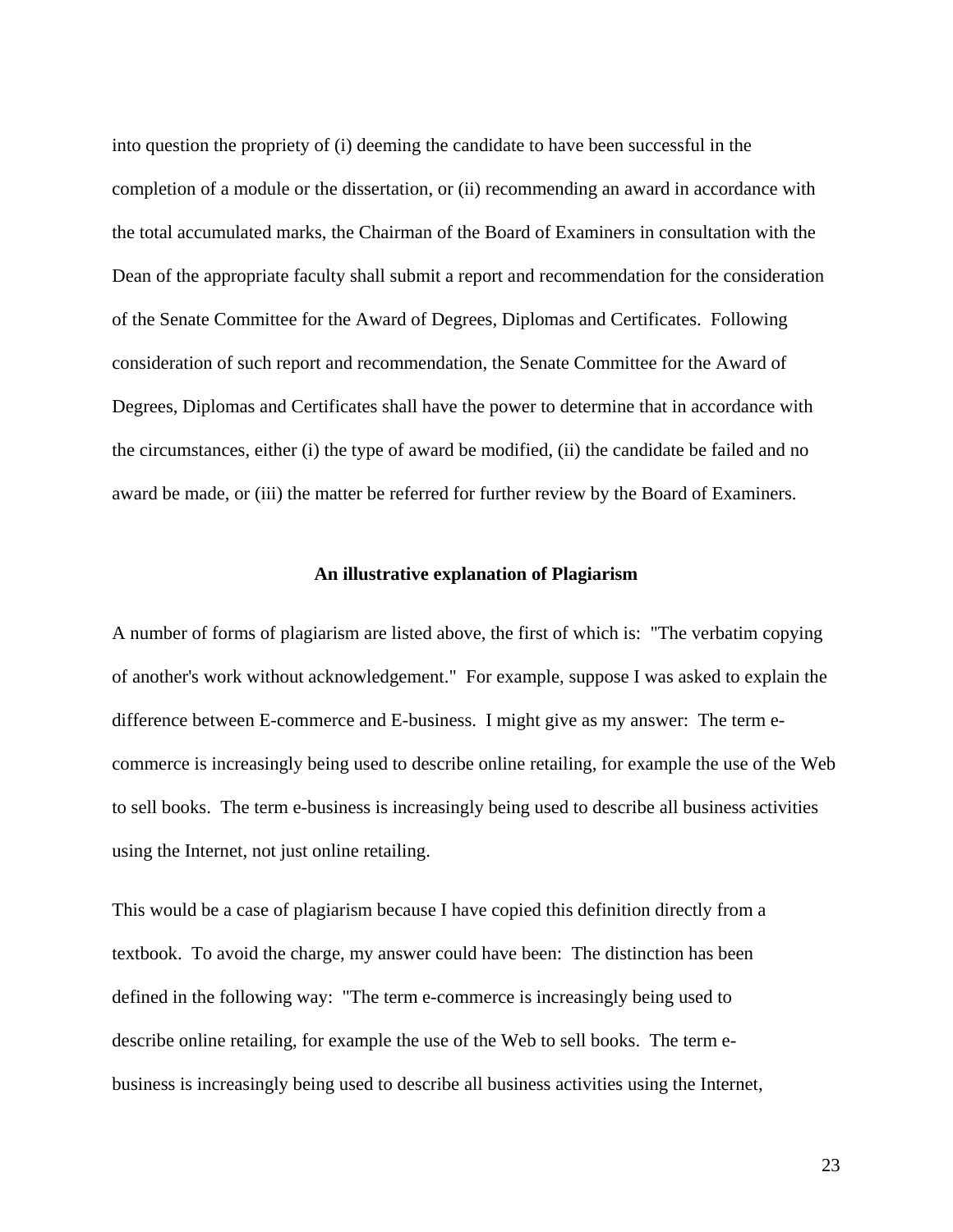into question the propriety of (i) deeming the candidate to have been successful in the completion of a module or the dissertation, or (ii) recommending an award in accordance with the total accumulated marks, the Chairman of the Board of Examiners in consultation with the Dean of the appropriate faculty shall submit a report and recommendation for the consideration of the Senate Committee for the Award of Degrees, Diplomas and Certificates. Following consideration of such report and recommendation, the Senate Committee for the Award of Degrees, Diplomas and Certificates shall have the power to determine that in accordance with the circumstances, either (i) the type of award be modified, (ii) the candidate be failed and no award be made, or (iii) the matter be referred for further review by the Board of Examiners.

## An illustrative explanation of Plagiarism

A number of forms of plagiarism are listed above, the first of which is: "The verbatim copying of another's work without acknowledgement." For example, suppose I was asked to explain the difference between E-commerce and E-business. I might give as my answer: The term e-commerce is increasingly being used to describe online retailing, for example the use of the Web to sell books. The term e-business is increasingly being used to describe all business activities using the Internet, not just online retailing.

This would be a case of plagiarism because I have copied this definition directly from a textbook. To avoid the charge, my answer could have been: The distinction has been defined in the following way: "The term e-commerce is increasingly being used to describe online retailing, for example the use of the Web to sell books. The term e-business is increasingly being used to describe all business activities using the Internet,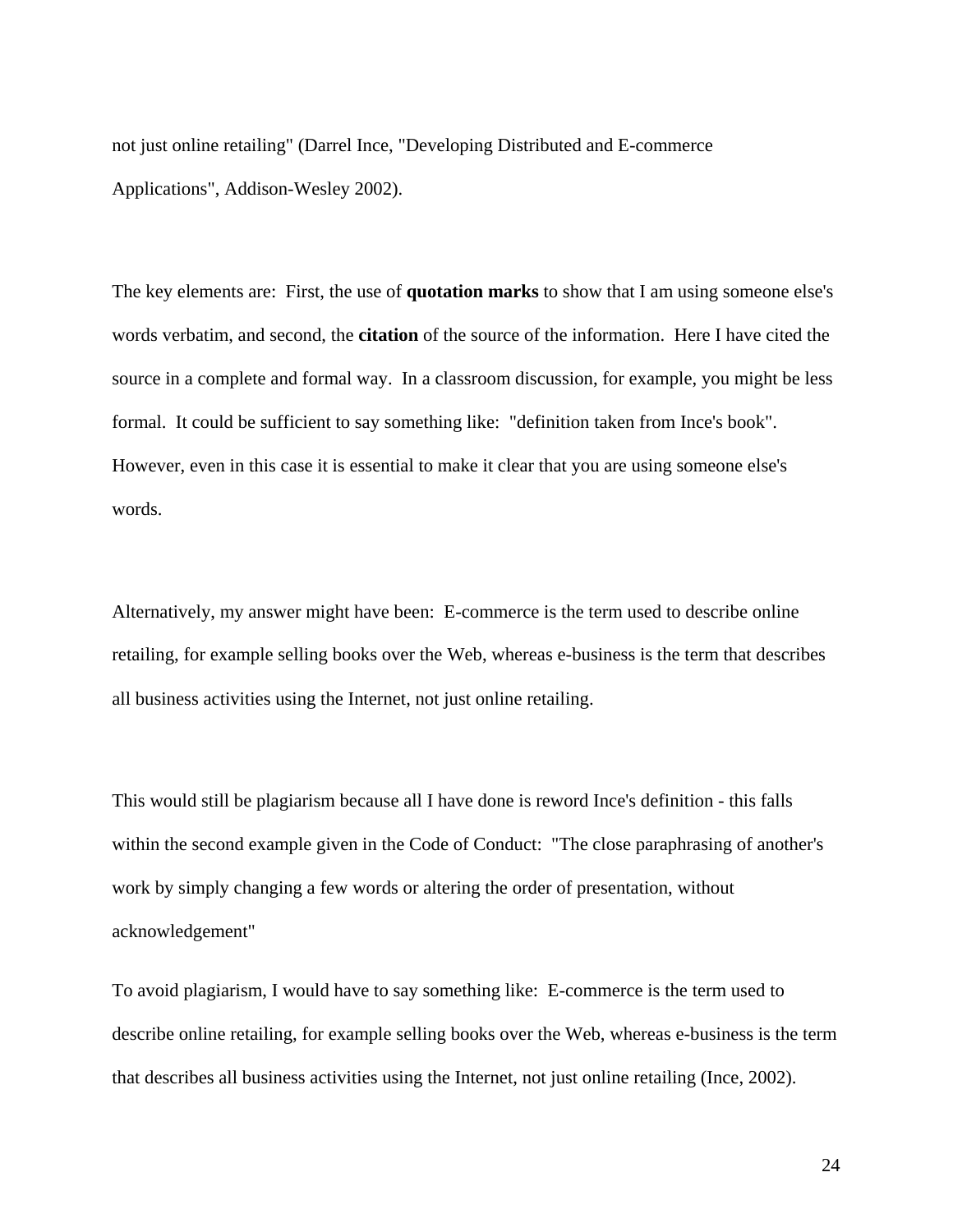not just online retailing" (Darrel Ince, "Developing Distributed and E-commerce Applications", Addison-Wesley 2002).

The key elements are: First, the use of **quotation marks** to show that I am using someone else's words verbatim, and second, the **citation** of the source of the information. Here I have cited the source in a complete and formal way. In a classroom discussion, for example, you might be less formal. It could be sufficient to say something like: "definition taken from Ince's book". However, even in this case it is essential to make it clear that you are using someone else's words.

Alternatively, my answer might have been: E-commerce is the term used to describe online retailing, for example selling books over the Web, whereas e-business is the term that describes all business activities using the Internet, not just online retailing.

This would still be plagiarism because all I have done is reword Ince's definition - this falls within the second example given in the Code of Conduct: "The close paraphrasing of another's work by simply changing a few words or altering the order of presentation, without acknowledgement"

To avoid plagiarism, I would have to say something like: E-commerce is the term used to describe online retailing, for example selling books over the Web, whereas e-business is the term that describes all business activities using the Internet, not just online retailing (Ince, 2002).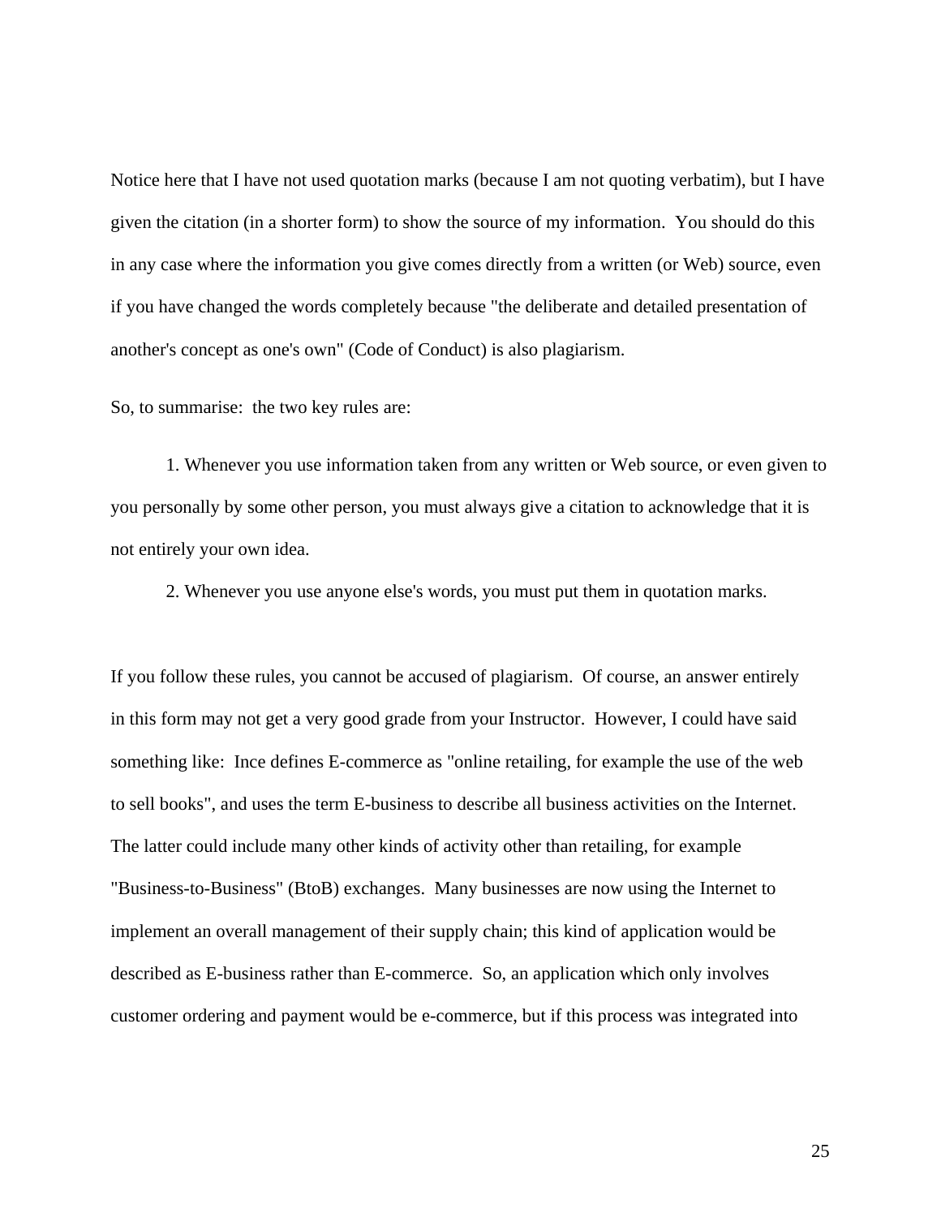Notice here that I have not used quotation marks (because I am not quoting verbatim), but I have given the citation (in a shorter form) to show the source of my information.  You should do this in any case where the information you give comes directly from a written (or Web) source, even if you have changed the words completely because "the deliberate and detailed presentation of another's concept as one's own" (Code of Conduct) is also plagiarism.

So, to summarise:  the two key rules are:

1. Whenever you use information taken from any written or Web source, or even given to you personally by some other person, you must always give a citation to acknowledge that it is not entirely your own idea.

2. Whenever you use anyone else's words, you must put them in quotation marks.

If you follow these rules, you cannot be accused of plagiarism.  Of course, an answer entirely in this form may not get a very good grade from your Instructor.  However, I could have said something like:  Ince defines E-commerce as "online retailing, for example the use of the web to sell books", and uses the term E-business to describe all business activities on the Internet. The latter could include many other kinds of activity other than retailing, for example "Business-to-Business" (BtoB) exchanges.  Many businesses are now using the Internet to implement an overall management of their supply chain; this kind of application would be described as E-business rather than E-commerce.  So, an application which only involves customer ordering and payment would be e-commerce, but if this process was integrated into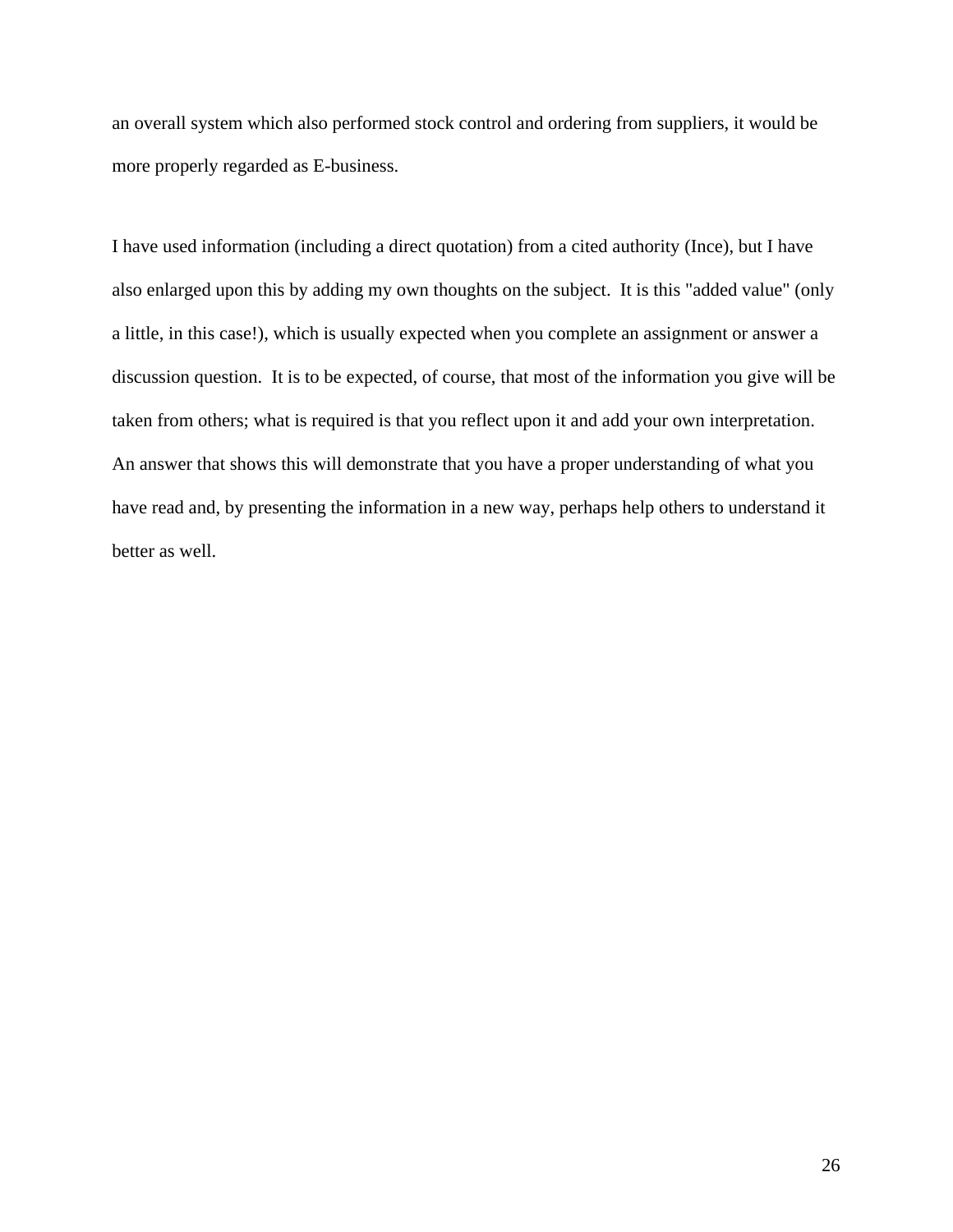an overall system which also performed stock control and ordering from suppliers, it would be more properly regarded as E-business.

I have used information (including a direct quotation) from a cited authority (Ince), but I have also enlarged upon this by adding my own thoughts on the subject. It is this "added value" (only a little, in this case!), which is usually expected when you complete an assignment or answer a discussion question. It is to be expected, of course, that most of the information you give will be taken from others; what is required is that you reflect upon it and add your own interpretation. An answer that shows this will demonstrate that you have a proper understanding of what you have read and, by presenting the information in a new way, perhaps help others to understand it better as well.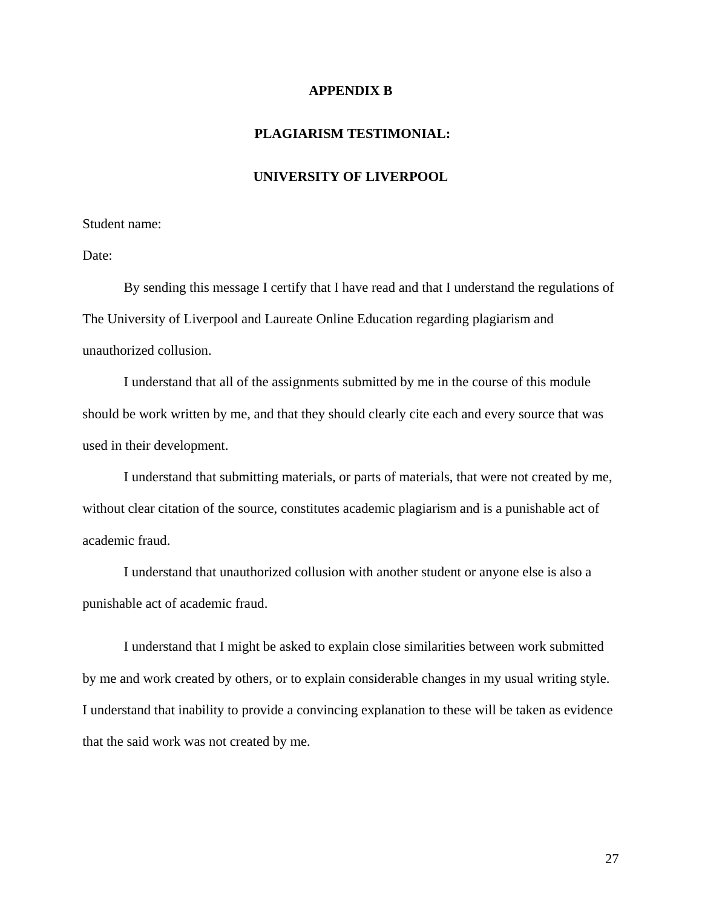# APPENDIX B

## PLAGIARISM TESTIMONIAL:

## UNIVERSITY OF LIVERPOOL

Student name:

Date:

By sending this message I certify that I have read and that I understand the regulations of The University of Liverpool and Laureate Online Education regarding plagiarism and unauthorized collusion.

I understand that all of the assignments submitted by me in the course of this module should be work written by me, and that they should clearly cite each and every source that was used in their development.

I understand that submitting materials, or parts of materials, that were not created by me, without clear citation of the source, constitutes academic plagiarism and is a punishable act of academic fraud.

I understand that unauthorized collusion with another student or anyone else is also a punishable act of academic fraud.

I understand that I might be asked to explain close similarities between work submitted by me and work created by others, or to explain considerable changes in my usual writing style. I understand that inability to provide a convincing explanation to these will be taken as evidence that the said work was not created by me.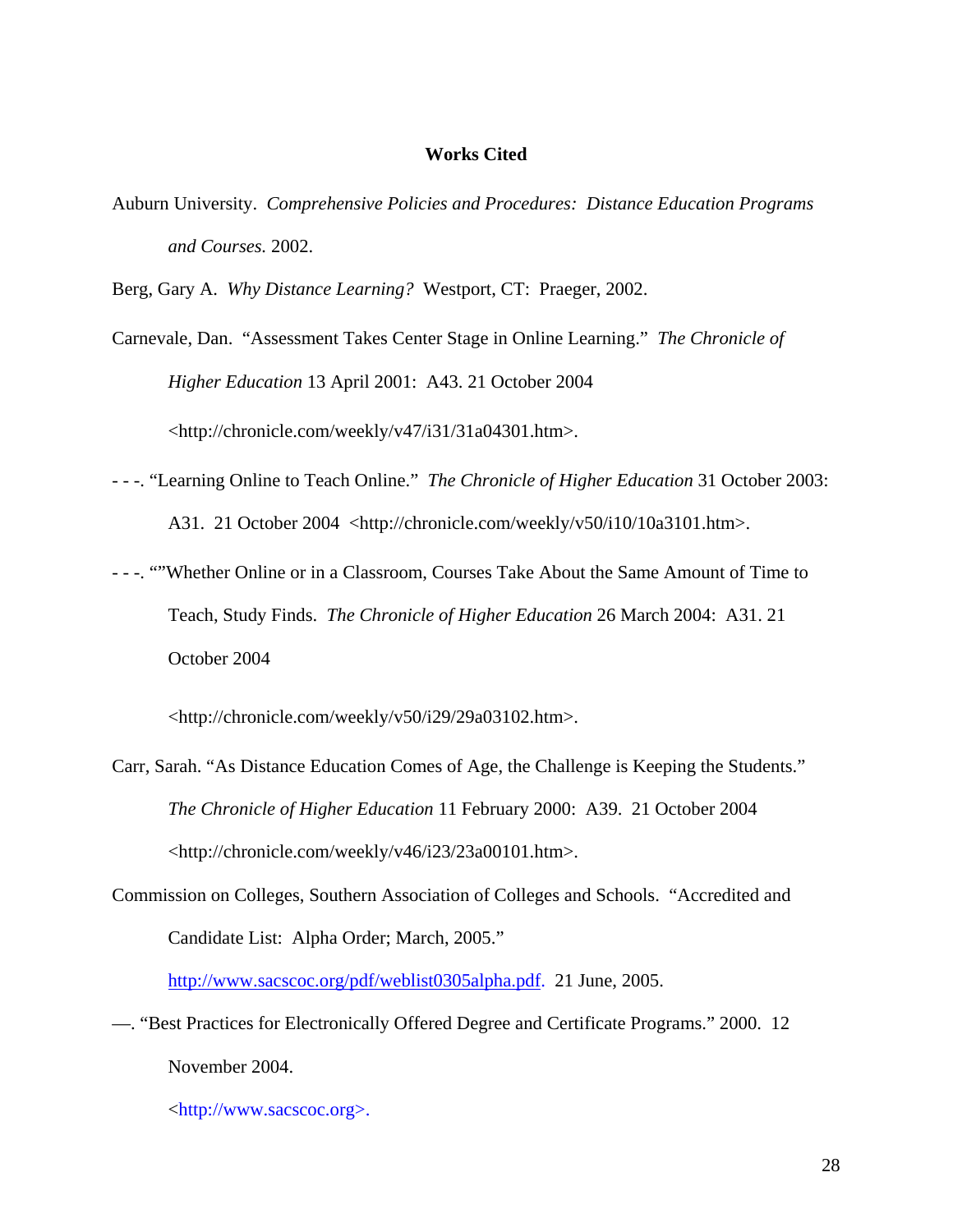**Works Cited**

Auburn University. *Comprehensive Policies and Procedures: Distance Education Programs and Courses.* 2002.

Berg, Gary A. *Why Distance Learning?* Westport, CT: Praeger, 2002.

Carnevale, Dan. "Assessment Takes Center Stage in Online Learning." *The Chronicle of Higher Education* 13 April 2001: A43. 21 October 2004 <http://chronicle.com/weekly/v47/i31/31a04301.htm>.

- - -. "Learning Online to Teach Online." *The Chronicle of Higher Education* 31 October 2003: A31. 21 October 2004 <http://chronicle.com/weekly/v50/i10/10a3101.htm>.

- - -. ""Whether Online or in a Classroom, Courses Take About the Same Amount of Time to Teach, Study Finds. *The Chronicle of Higher Education* 26 March 2004: A31. 21 October 2004

<http://chronicle.com/weekly/v50/i29/29a03102.htm>.

Carr, Sarah. "As Distance Education Comes of Age, the Challenge is Keeping the Students." *The Chronicle of Higher Education* 11 February 2000: A39. 21 October 2004 <http://chronicle.com/weekly/v46/i23/23a00101.htm>.

Commission on Colleges, Southern Association of Colleges and Schools. "Accredited and Candidate List: Alpha Order; March, 2005." http://www.sacscoc.org/pdf/weblist0305alpha.pdf. 21 June, 2005.

—. "Best Practices for Electronically Offered Degree and Certificate Programs." 2000. 12 November 2004.

<http://www.sacscoc.org>.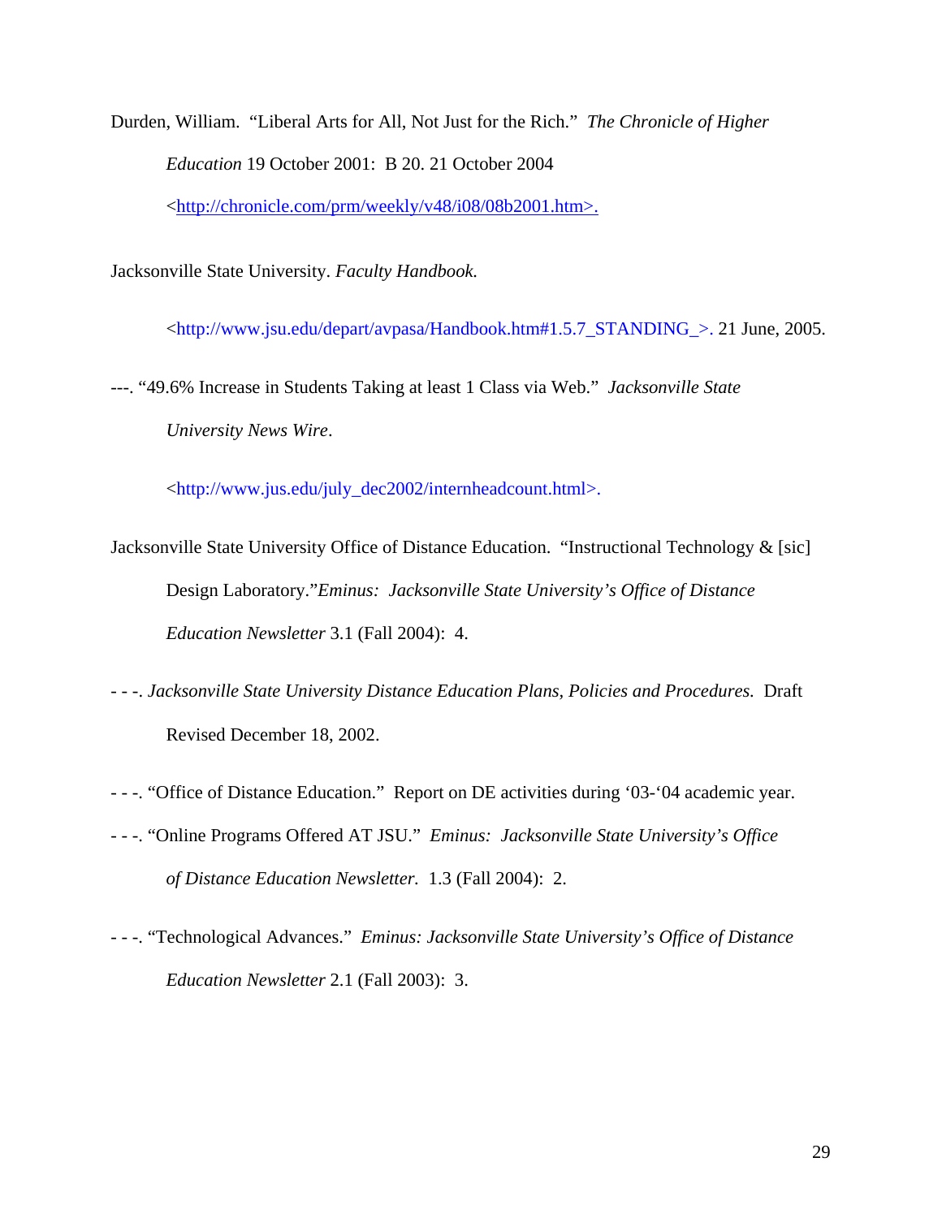Durden, William. "Liberal Arts for All, Not Just for the Rich." *The Chronicle of Higher Education* 19 October 2001: B 20. 21 October 2004 <http://chronicle.com/prm/weekly/v48/i08/08b2001.htm>.

Jacksonville State University. *Faculty Handbook.* <http://www.jsu.edu/depart/avpasa/Handbook.htm#1.5.7_STANDING_>. 21 June, 2005.

---. "49.6% Increase in Students Taking at least 1 Class via Web." *Jacksonville State University News Wire*. <http://www.jus.edu/july_dec2002/internheadcount.html>.

Jacksonville State University Office of Distance Education. "Instructional Technology & [sic] Design Laboratory."*Eminus: Jacksonville State University's Office of Distance Education Newsletter* 3.1 (Fall 2004): 4.

- - -. *Jacksonville State University Distance Education Plans, Policies and Procedures.* Draft Revised December 18, 2002.

- - -. "Office of Distance Education." Report on DE activities during '03-'04 academic year.

- - -. "Online Programs Offered AT JSU." *Eminus: Jacksonville State University's Office of Distance Education Newsletter.* 1.3 (Fall 2004): 2.

- - -. "Technological Advances." *Eminus: Jacksonville State University's Office of Distance Education Newsletter* 2.1 (Fall 2003): 3.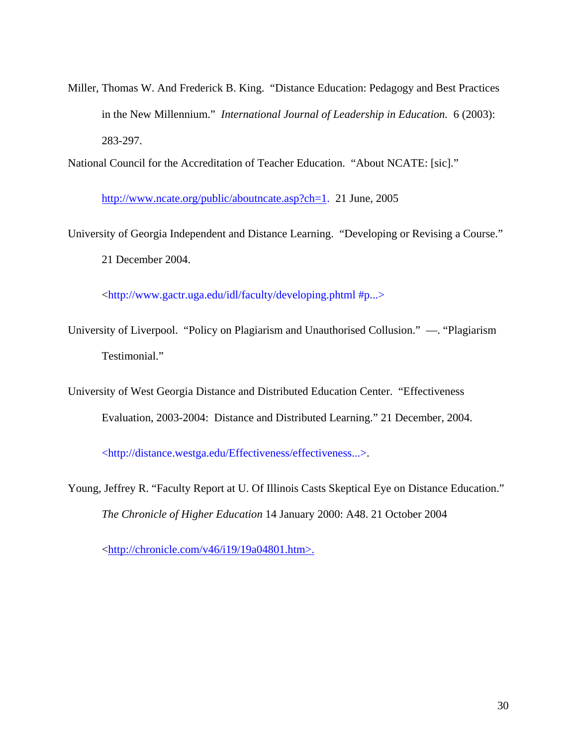Miller, Thomas W. And Frederick B. King. "Distance Education: Pedagogy and Best Practices in the New Millennium." *International Journal of Leadership in Education.* 6 (2003): 283-297.

National Council for the Accreditation of Teacher Education. "About NCATE: [sic]." http://www.ncate.org/public/aboutncate.asp?ch=1. 21 June, 2005

University of Georgia Independent and Distance Learning. "Developing or Revising a Course." 21 December 2004. <http://www.gactr.uga.edu/idl/faculty/developing.phtml #p...>

University of Liverpool. "Policy on Plagiarism and Unauthorised Collusion." —. "Plagiarism Testimonial."

University of West Georgia Distance and Distributed Education Center. "Effectiveness Evaluation, 2003-2004: Distance and Distributed Learning." 21 December, 2004. <http://distance.westga.edu/Effectiveness/effectiveness...>.

Young, Jeffrey R. "Faculty Report at U. Of Illinois Casts Skeptical Eye on Distance Education." *The Chronicle of Higher Education* 14 January 2000: A48. 21 October 2004 <http://chronicle.com/v46/i19/19a04801.htm>.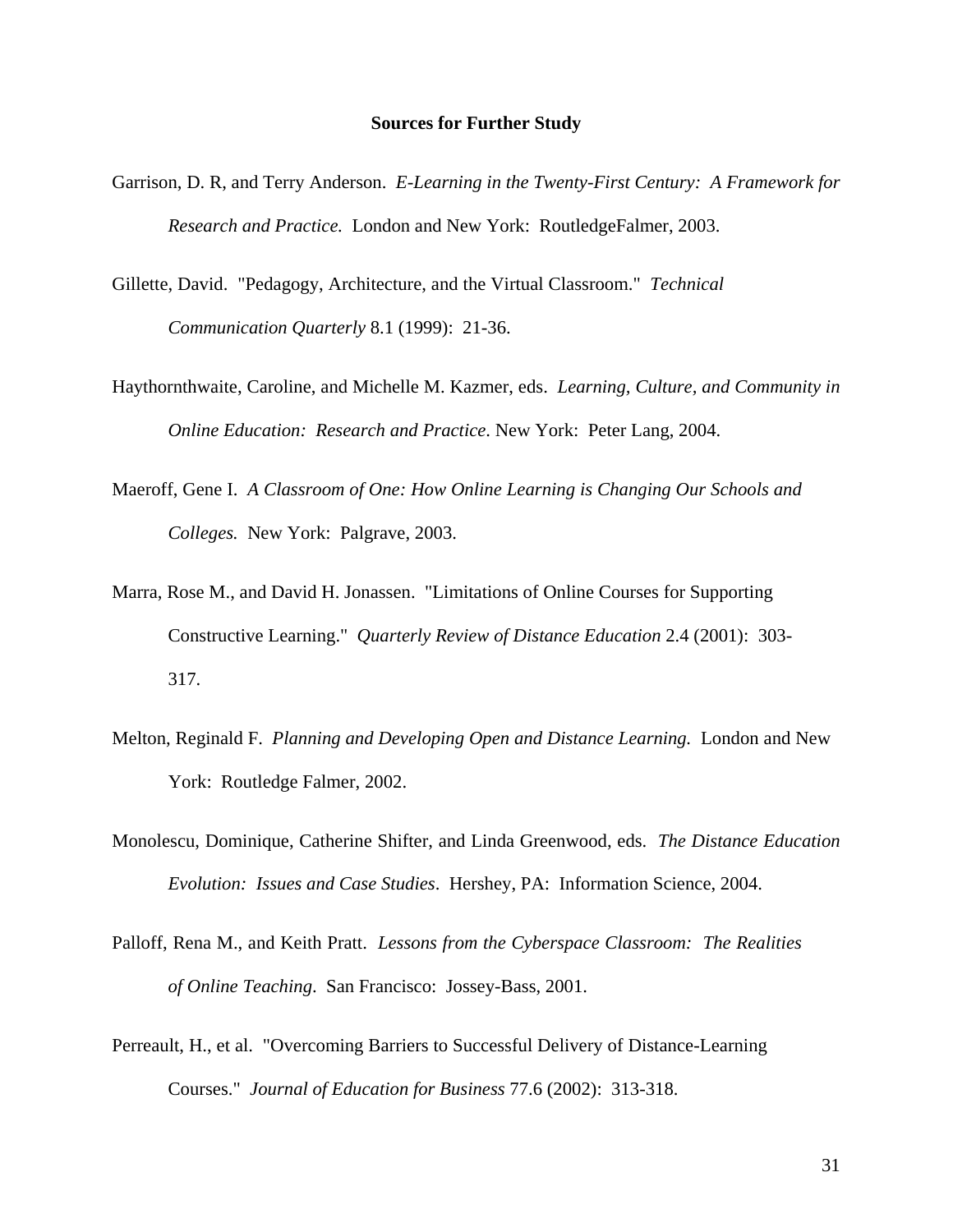**Sources for Further Study**

Garrison, D. R, and Terry Anderson. *E-Learning in the Twenty-First Century: A Framework for Research and Practice.* London and New York: RoutledgeFalmer, 2003.

Gillette, David. "Pedagogy, Architecture, and the Virtual Classroom." *Technical Communication Quarterly* 8.1 (1999): 21-36.

Haythornthwaite, Caroline, and Michelle M. Kazmer, eds. *Learning, Culture, and Community in Online Education: Research and Practice*. New York: Peter Lang, 2004.

Maeroff, Gene I. *A Classroom of One: How Online Learning is Changing Our Schools and Colleges.* New York: Palgrave, 2003.

Marra, Rose M., and David H. Jonassen. "Limitations of Online Courses for Supporting Constructive Learning." *Quarterly Review of Distance Education* 2.4 (2001): 303-317.

Melton, Reginald F. *Planning and Developing Open and Distance Learning.* London and New York: Routledge Falmer, 2002.

Monolescu, Dominique, Catherine Shifter, and Linda Greenwood, eds. *The Distance Education Evolution: Issues and Case Studies*. Hershey, PA: Information Science, 2004.

Palloff, Rena M., and Keith Pratt. *Lessons from the Cyberspace Classroom: The Realities of Online Teaching*. San Francisco: Jossey-Bass, 2001.

Perreault, H., et al. "Overcoming Barriers to Successful Delivery of Distance-Learning Courses." *Journal of Education for Business* 77.6 (2002): 313-318.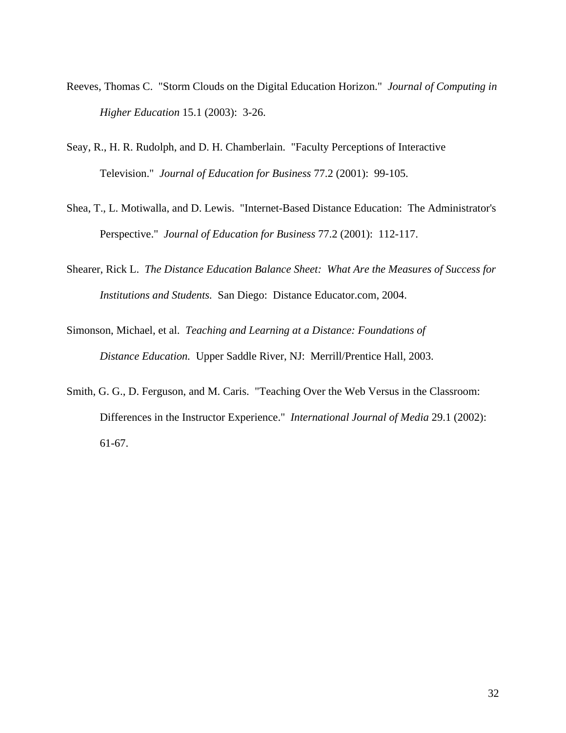Reeves, Thomas C. "Storm Clouds on the Digital Education Horizon." *Journal of Computing in Higher Education* 15.1 (2003): 3-26.

Seay, R., H. R. Rudolph, and D. H. Chamberlain. "Faculty Perceptions of Interactive Television." *Journal of Education for Business* 77.2 (2001): 99-105.

Shea, T., L. Motiwalla, and D. Lewis. "Internet-Based Distance Education: The Administrator's Perspective." *Journal of Education for Business* 77.2 (2001): 112-117.

Shearer, Rick L. *The Distance Education Balance Sheet: What Are the Measures of Success for Institutions and Students.* San Diego: Distance Educator.com, 2004.

Simonson, Michael, et al. *Teaching and Learning at a Distance: Foundations of Distance Education.* Upper Saddle River, NJ: Merrill/Prentice Hall, 2003.

Smith, G. G., D. Ferguson, and M. Caris. "Teaching Over the Web Versus in the Classroom: Differences in the Instructor Experience." *International Journal of Media* 29.1 (2002): 61-67.